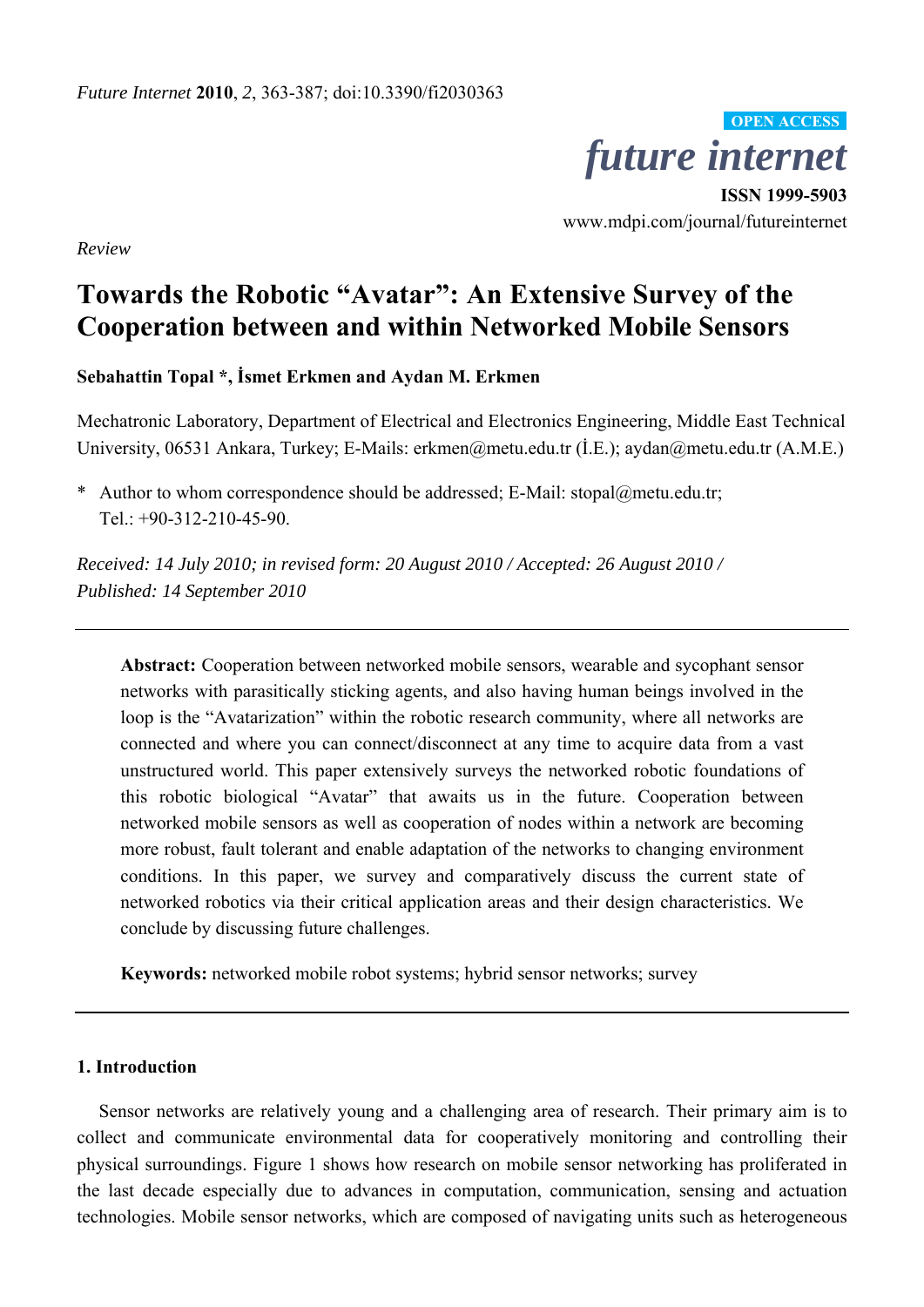*Review*

# Towards the Robotic "Avatar": An Extensive Survey of the Cooperation between and within Networked Mobile Sensors

**Sebahattin Topal \*, İsmet Erkmen and Aydan M. Erkmen**

Mechatronic Laboratory, Department of Electrical and Electronics Engineering, Middle East Technical University, 06531 Ankara, Turkey; E-Mails: erkmen@metu.edu.tr (İ.E.); aydan@metu.edu.tr (A.M.E.)

\* Author to whom correspondence should be addressed; E-Mail: stopal@metu.edu.tr; Tel.: +90-312-210-45-90.

*Received: 14 July 2010; in revised form: 20 August 2010 / Accepted: 26 August 2010 / Published: 14 September 2010*

---

**Abstract:** Cooperation between networked mobile sensors, wearable and sycophant sensor networks with parasitically sticking agents, and also having human beings involved in the loop is the "Avatarization" within the robotic research community, where all networks are connected and where you can connect/disconnect at any time to acquire data from a vast unstructured world. This paper extensively surveys the networked robotic foundations of this robotic biological "Avatar" that awaits us in the future. Cooperation between networked mobile sensors as well as cooperation of nodes within a network are becoming more robust, fault tolerant and enable adaptation of the networks to changing environment conditions. In this paper, we survey and comparatively discuss the current state of networked robotics via their critical application areas and their design characteristics. We conclude by discussing future challenges.

**Keywords:** networked mobile robot systems; hybrid sensor networks; survey

---

## 1. Introduction

Sensor networks are relatively young and a challenging area of research. Their primary aim is to collect and communicate environmental data for cooperatively monitoring and controlling their physical surroundings. Figure 1 shows how research on mobile sensor networking has proliferated in the last decade especially due to advances in computation, communication, sensing and actuation technologies. Mobile sensor networks, which are composed of navigating units such as heterogeneous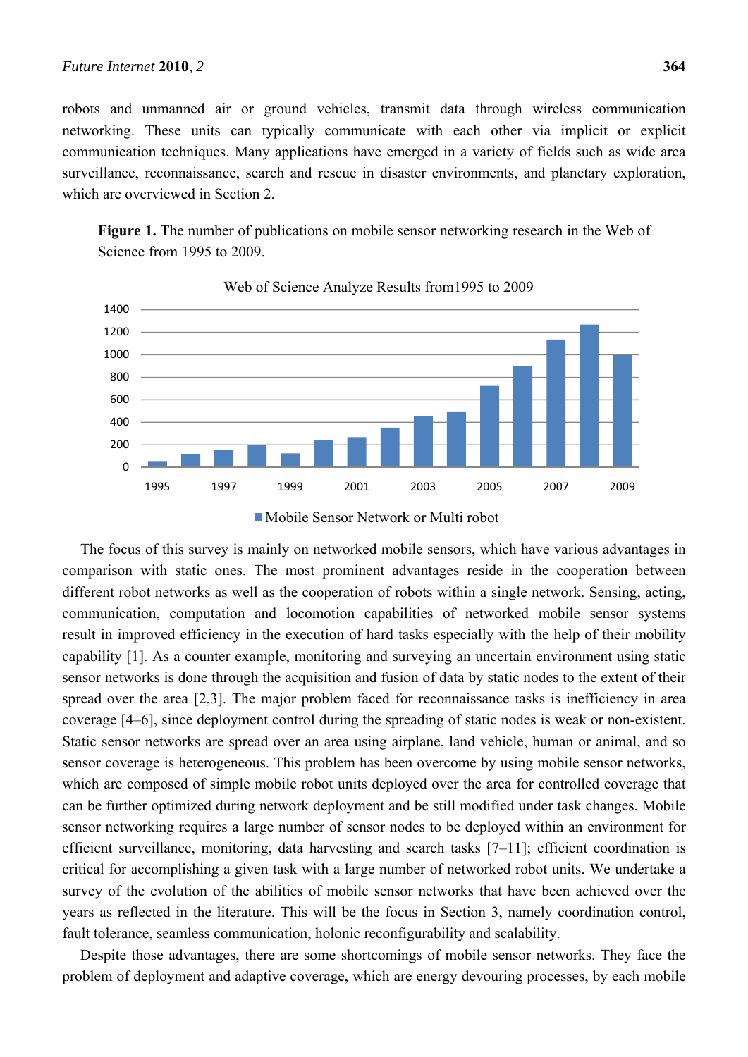robots and unmanned air or ground vehicles, transmit data through wireless communication networking. These units can typically communicate with each other via implicit or explicit communication techniques. Many applications have emerged in a variety of fields such as wide area surveillance, reconnaissance, search and rescue in disaster environments, and planetary exploration, which are overviewed in Section 2.

**Figure 1.** The number of publications on mobile sensor networking research in the Web of Science from 1995 to 2009.

The focus of this survey is mainly on networked mobile sensors, which have various advantages in comparison with static ones. The most prominent advantages reside in the cooperation between different robot networks as well as the cooperation of robots within a single network. Sensing, acting, communication, computation and locomotion capabilities of networked mobile sensor systems result in improved efficiency in the execution of hard tasks especially with the help of their mobility capability [1]. As a counter example, monitoring and surveying an uncertain environment using static sensor networks is done through the acquisition and fusion of data by static nodes to the extent of their spread over the area [2,3]. The major problem faced for reconnaissance tasks is inefficiency in area coverage [4–6], since deployment control during the spreading of static nodes is weak or non-existent. Static sensor networks are spread over an area using airplane, land vehicle, human or animal, and so sensor coverage is heterogeneous. This problem has been overcome by using mobile sensor networks, which are composed of simple mobile robot units deployed over the area for controlled coverage that can be further optimized during network deployment and be still modified under task changes. Mobile sensor networking requires a large number of sensor nodes to be deployed within an environment for efficient surveillance, monitoring, data harvesting and search tasks [7–11]; efficient coordination is critical for accomplishing a given task with a large number of networked robot units. We undertake a survey of the evolution of the abilities of mobile sensor networks that have been achieved over the years as reflected in the literature. This will be the focus in Section 3, namely coordination control, fault tolerance, seamless communication, holonic reconfigurability and scalability.

Despite those advantages, there are some shortcomings of mobile sensor networks. They face the problem of deployment and adaptive coverage, which are energy devouring processes, by each mobile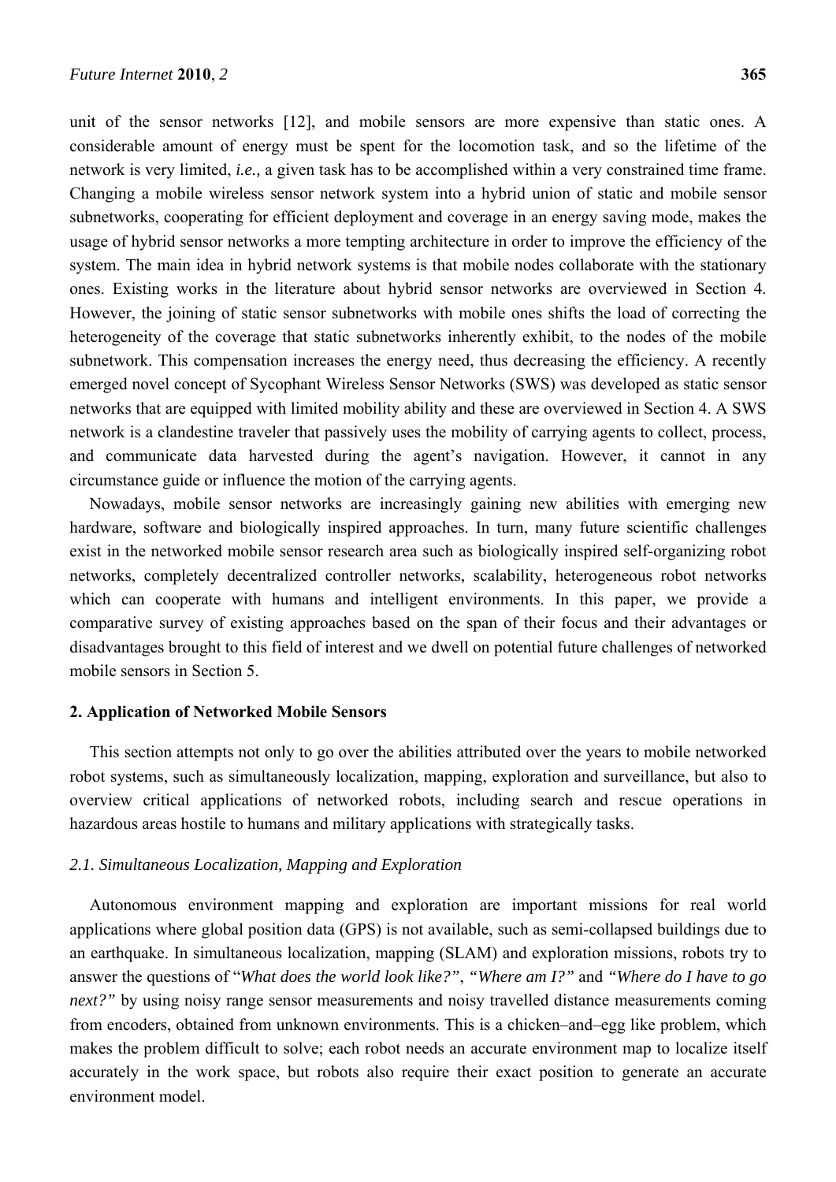unit of the sensor networks [12], and mobile sensors are more expensive than static ones. A considerable amount of energy must be spent for the locomotion task, and so the lifetime of the network is very limited, *i.e.,* a given task has to be accomplished within a very constrained time frame. Changing a mobile wireless sensor network system into a hybrid union of static and mobile sensor subnetworks, cooperating for efficient deployment and coverage in an energy saving mode, makes the usage of hybrid sensor networks a more tempting architecture in order to improve the efficiency of the system. The main idea in hybrid network systems is that mobile nodes collaborate with the stationary ones. Existing works in the literature about hybrid sensor networks are overviewed in Section 4. However, the joining of static sensor subnetworks with mobile ones shifts the load of correcting the heterogeneity of the coverage that static subnetworks inherently exhibit, to the nodes of the mobile subnetwork. This compensation increases the energy need, thus decreasing the efficiency. A recently emerged novel concept of Sycophant Wireless Sensor Networks (SWS) was developed as static sensor networks that are equipped with limited mobility ability and these are overviewed in Section 4. A SWS network is a clandestine traveler that passively uses the mobility of carrying agents to collect, process, and communicate data harvested during the agent's navigation. However, it cannot in any circumstance guide or influence the motion of the carrying agents.

Nowadays, mobile sensor networks are increasingly gaining new abilities with emerging new hardware, software and biologically inspired approaches. In turn, many future scientific challenges exist in the networked mobile sensor research area such as biologically inspired self-organizing robot networks, completely decentralized controller networks, scalability, heterogeneous robot networks which can cooperate with humans and intelligent environments. In this paper, we provide a comparative survey of existing approaches based on the span of their focus and their advantages or disadvantages brought to this field of interest and we dwell on potential future challenges of networked mobile sensors in Section 5.

## 2. Application of Networked Mobile Sensors

This section attempts not only to go over the abilities attributed over the years to mobile networked robot systems, such as simultaneously localization, mapping, exploration and surveillance, but also to overview critical applications of networked robots, including search and rescue operations in hazardous areas hostile to humans and military applications with strategically tasks.

### *2.1. Simultaneous Localization, Mapping and Exploration*

Autonomous environment mapping and exploration are important missions for real world applications where global position data (GPS) is not available, such as semi-collapsed buildings due to an earthquake. In simultaneous localization, mapping (SLAM) and exploration missions, robots try to answer the questions of "*What does the world look like?"*, *"Where am I?"* and *"Where do I have to go next?"* by using noisy range sensor measurements and noisy travelled distance measurements coming from encoders, obtained from unknown environments. This is a chicken–and–egg like problem, which makes the problem difficult to solve; each robot needs an accurate environment map to localize itself accurately in the work space, but robots also require their exact position to generate an accurate environment model.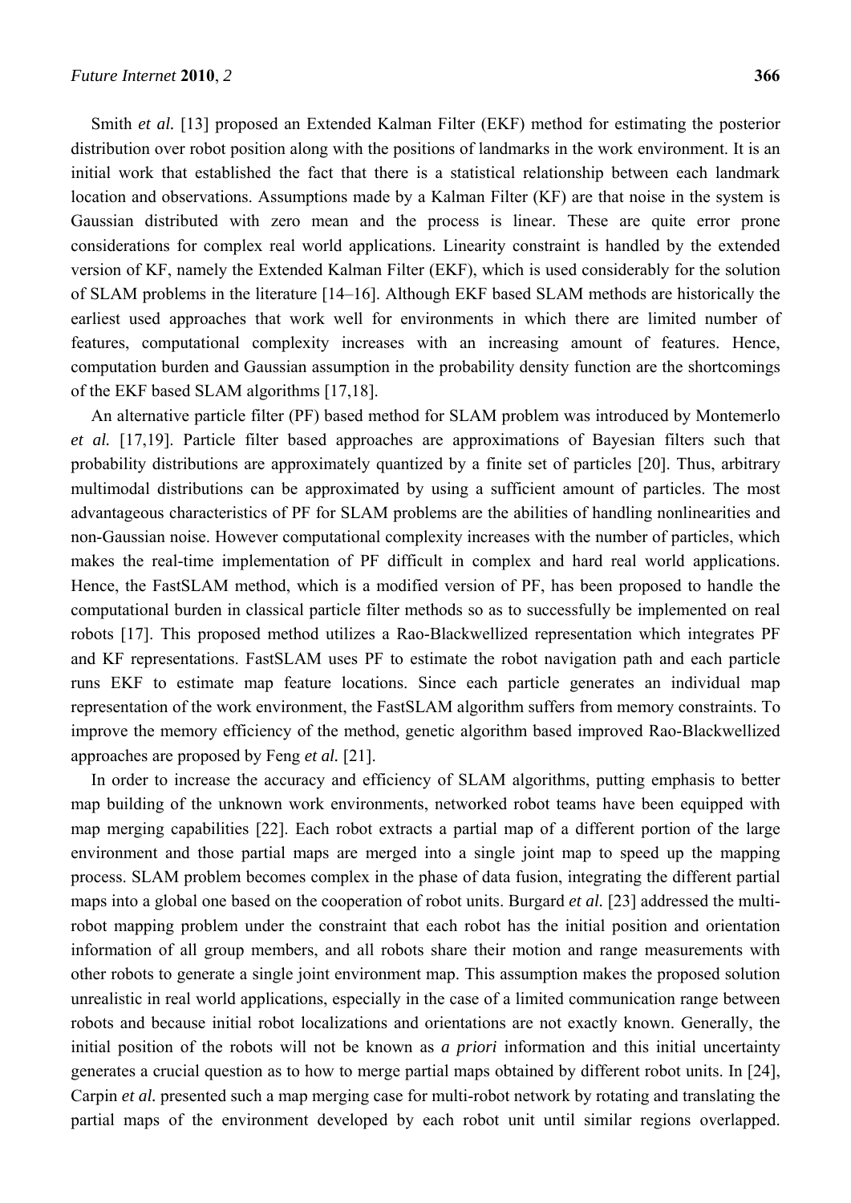Smith *et al.* [13] proposed an Extended Kalman Filter (EKF) method for estimating the posterior distribution over robot position along with the positions of landmarks in the work environment. It is an initial work that established the fact that there is a statistical relationship between each landmark location and observations. Assumptions made by a Kalman Filter (KF) are that noise in the system is Gaussian distributed with zero mean and the process is linear. These are quite error prone considerations for complex real world applications. Linearity constraint is handled by the extended version of KF, namely the Extended Kalman Filter (EKF), which is used considerably for the solution of SLAM problems in the literature [14–16]. Although EKF based SLAM methods are historically the earliest used approaches that work well for environments in which there are limited number of features, computational complexity increases with an increasing amount of features. Hence, computation burden and Gaussian assumption in the probability density function are the shortcomings of the EKF based SLAM algorithms [17,18].

An alternative particle filter (PF) based method for SLAM problem was introduced by Montemerlo *et al.* [17,19]. Particle filter based approaches are approximations of Bayesian filters such that probability distributions are approximately quantized by a finite set of particles [20]. Thus, arbitrary multimodal distributions can be approximated by using a sufficient amount of particles. The most advantageous characteristics of PF for SLAM problems are the abilities of handling nonlinearities and non-Gaussian noise. However computational complexity increases with the number of particles, which makes the real-time implementation of PF difficult in complex and hard real world applications. Hence, the FastSLAM method, which is a modified version of PF, has been proposed to handle the computational burden in classical particle filter methods so as to successfully be implemented on real robots [17]. This proposed method utilizes a Rao-Blackwellized representation which integrates PF and KF representations. FastSLAM uses PF to estimate the robot navigation path and each particle runs EKF to estimate map feature locations. Since each particle generates an individual map representation of the work environment, the FastSLAM algorithm suffers from memory constraints. To improve the memory efficiency of the method, genetic algorithm based improved Rao-Blackwellized approaches are proposed by Feng *et al.* [21].

In order to increase the accuracy and efficiency of SLAM algorithms, putting emphasis to better map building of the unknown work environments, networked robot teams have been equipped with map merging capabilities [22]. Each robot extracts a partial map of a different portion of the large environment and those partial maps are merged into a single joint map to speed up the mapping process. SLAM problem becomes complex in the phase of data fusion, integrating the different partial maps into a global one based on the cooperation of robot units. Burgard *et al.* [23] addressed the multi-robot mapping problem under the constraint that each robot has the initial position and orientation information of all group members, and all robots share their motion and range measurements with other robots to generate a single joint environment map. This assumption makes the proposed solution unrealistic in real world applications, especially in the case of a limited communication range between robots and because initial robot localizations and orientations are not exactly known. Generally, the initial position of the robots will not be known as *a priori* information and this initial uncertainty generates a crucial question as to how to merge partial maps obtained by different robot units. In [24], Carpin *et al.* presented such a map merging case for multi-robot network by rotating and translating the partial maps of the environment developed by each robot unit until similar regions overlapped.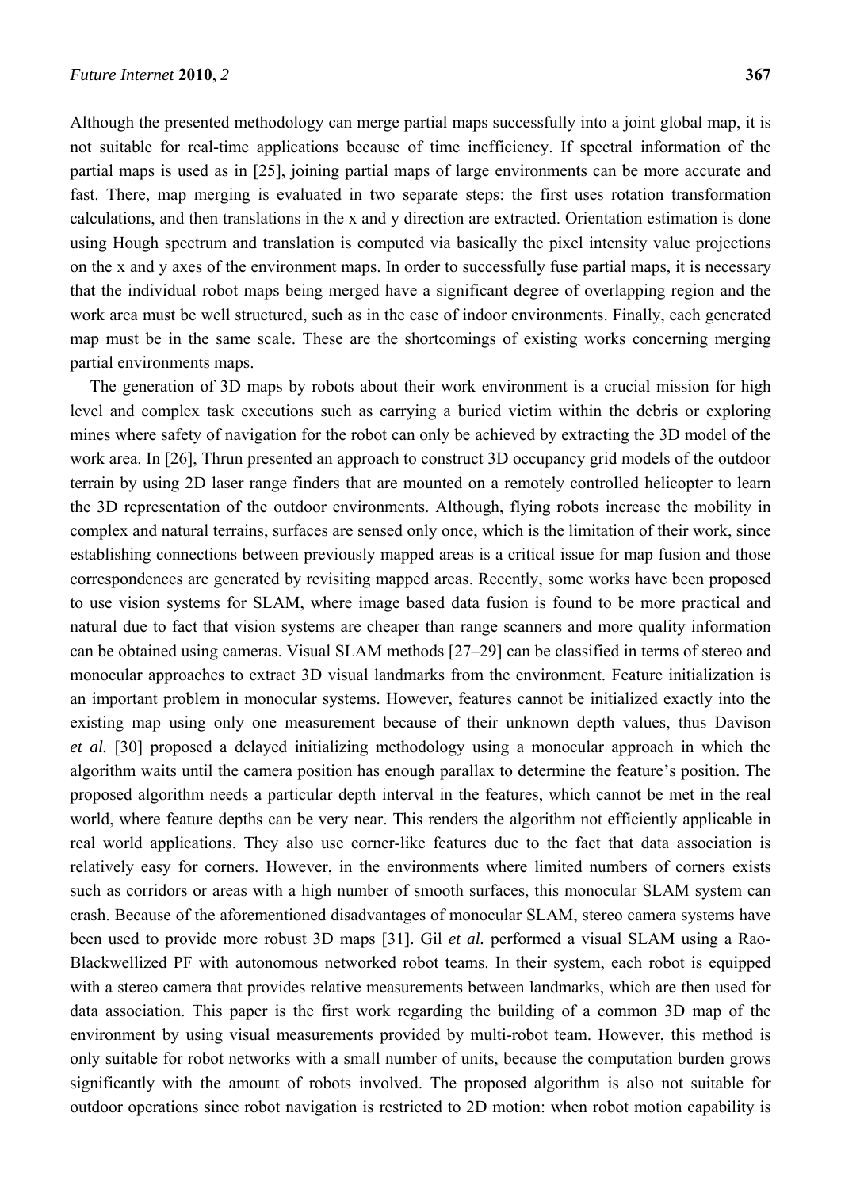Although the presented methodology can merge partial maps successfully into a joint global map, it is not suitable for real-time applications because of time inefficiency. If spectral information of the partial maps is used as in [25], joining partial maps of large environments can be more accurate and fast. There, map merging is evaluated in two separate steps: the first uses rotation transformation calculations, and then translations in the x and y direction are extracted. Orientation estimation is done using Hough spectrum and translation is computed via basically the pixel intensity value projections on the x and y axes of the environment maps. In order to successfully fuse partial maps, it is necessary that the individual robot maps being merged have a significant degree of overlapping region and the work area must be well structured, such as in the case of indoor environments. Finally, each generated map must be in the same scale. These are the shortcomings of existing works concerning merging partial environments maps.

The generation of 3D maps by robots about their work environment is a crucial mission for high level and complex task executions such as carrying a buried victim within the debris or exploring mines where safety of navigation for the robot can only be achieved by extracting the 3D model of the work area. In [26], Thrun presented an approach to construct 3D occupancy grid models of the outdoor terrain by using 2D laser range finders that are mounted on a remotely controlled helicopter to learn the 3D representation of the outdoor environments. Although, flying robots increase the mobility in complex and natural terrains, surfaces are sensed only once, which is the limitation of their work, since establishing connections between previously mapped areas is a critical issue for map fusion and those correspondences are generated by revisiting mapped areas. Recently, some works have been proposed to use vision systems for SLAM, where image based data fusion is found to be more practical and natural due to fact that vision systems are cheaper than range scanners and more quality information can be obtained using cameras. Visual SLAM methods [27–29] can be classified in terms of stereo and monocular approaches to extract 3D visual landmarks from the environment. Feature initialization is an important problem in monocular systems. However, features cannot be initialized exactly into the existing map using only one measurement because of their unknown depth values, thus Davison *et al.* [30] proposed a delayed initializing methodology using a monocular approach in which the algorithm waits until the camera position has enough parallax to determine the feature's position. The proposed algorithm needs a particular depth interval in the features, which cannot be met in the real world, where feature depths can be very near. This renders the algorithm not efficiently applicable in real world applications. They also use corner-like features due to the fact that data association is relatively easy for corners. However, in the environments where limited numbers of corners exists such as corridors or areas with a high number of smooth surfaces, this monocular SLAM system can crash. Because of the aforementioned disadvantages of monocular SLAM, stereo camera systems have been used to provide more robust 3D maps [31]. Gil *et al.* performed a visual SLAM using a Rao-Blackwellized PF with autonomous networked robot teams. In their system, each robot is equipped with a stereo camera that provides relative measurements between landmarks, which are then used for data association. This paper is the first work regarding the building of a common 3D map of the environment by using visual measurements provided by multi-robot team. However, this method is only suitable for robot networks with a small number of units, because the computation burden grows significantly with the amount of robots involved. The proposed algorithm is also not suitable for outdoor operations since robot navigation is restricted to 2D motion: when robot motion capability is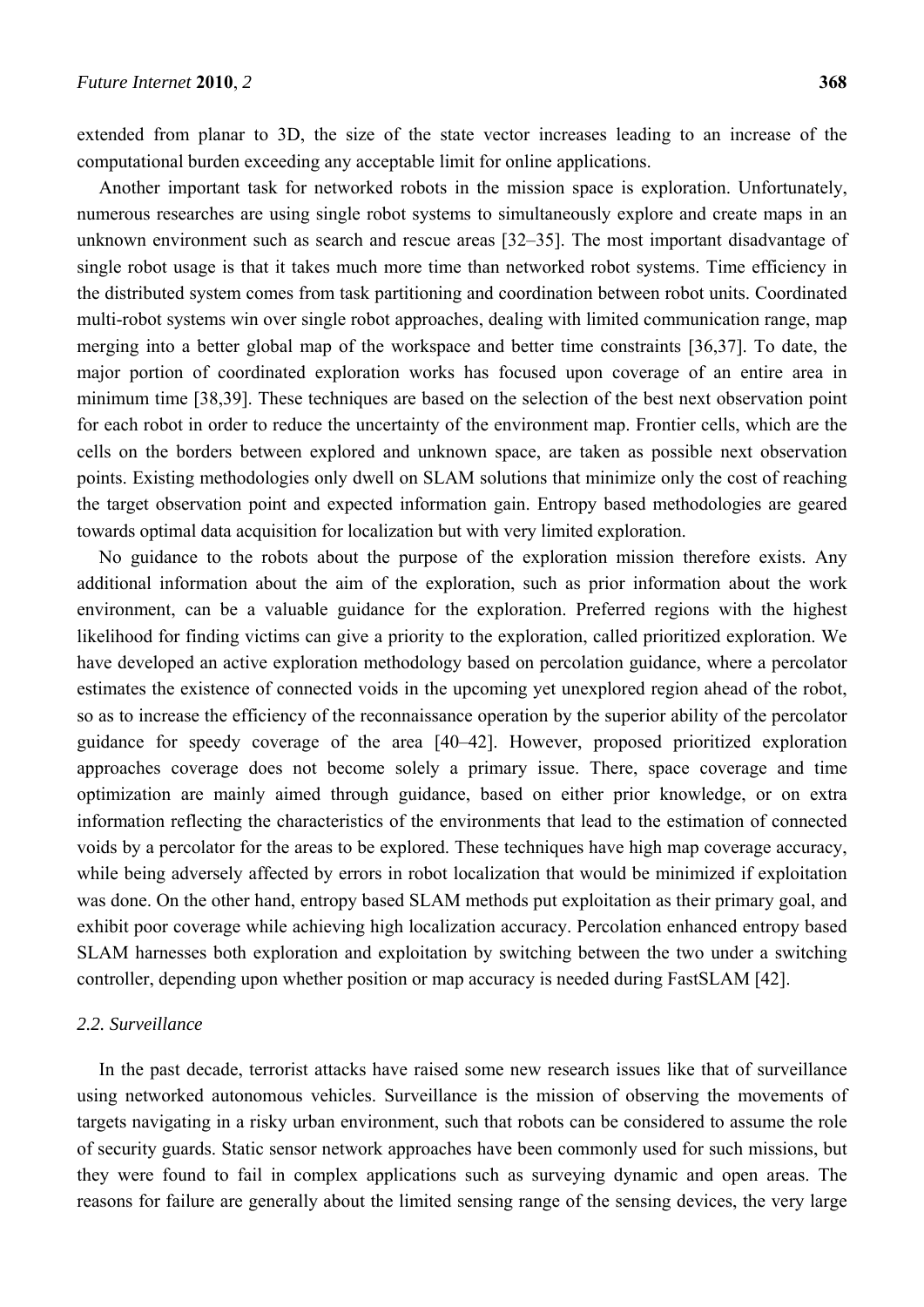extended from planar to 3D, the size of the state vector increases leading to an increase of the computational burden exceeding any acceptable limit for online applications.

Another important task for networked robots in the mission space is exploration. Unfortunately, numerous researches are using single robot systems to simultaneously explore and create maps in an unknown environment such as search and rescue areas [32–35]. The most important disadvantage of single robot usage is that it takes much more time than networked robot systems. Time efficiency in the distributed system comes from task partitioning and coordination between robot units. Coordinated multi-robot systems win over single robot approaches, dealing with limited communication range, map merging into a better global map of the workspace and better time constraints [36,37]. To date, the major portion of coordinated exploration works has focused upon coverage of an entire area in minimum time [38,39]. These techniques are based on the selection of the best next observation point for each robot in order to reduce the uncertainty of the environment map. Frontier cells, which are the cells on the borders between explored and unknown space, are taken as possible next observation points. Existing methodologies only dwell on SLAM solutions that minimize only the cost of reaching the target observation point and expected information gain. Entropy based methodologies are geared towards optimal data acquisition for localization but with very limited exploration.

No guidance to the robots about the purpose of the exploration mission therefore exists. Any additional information about the aim of the exploration, such as prior information about the work environment, can be a valuable guidance for the exploration. Preferred regions with the highest likelihood for finding victims can give a priority to the exploration, called prioritized exploration. We have developed an active exploration methodology based on percolation guidance, where a percolator estimates the existence of connected voids in the upcoming yet unexplored region ahead of the robot, so as to increase the efficiency of the reconnaissance operation by the superior ability of the percolator guidance for speedy coverage of the area [40–42]. However, proposed prioritized exploration approaches coverage does not become solely a primary issue. There, space coverage and time optimization are mainly aimed through guidance, based on either prior knowledge, or on extra information reflecting the characteristics of the environments that lead to the estimation of connected voids by a percolator for the areas to be explored. These techniques have high map coverage accuracy, while being adversely affected by errors in robot localization that would be minimized if exploitation was done. On the other hand, entropy based SLAM methods put exploitation as their primary goal, and exhibit poor coverage while achieving high localization accuracy. Percolation enhanced entropy based SLAM harnesses both exploration and exploitation by switching between the two under a switching controller, depending upon whether position or map accuracy is needed during FastSLAM [42].

### *2.2. Surveillance*

In the past decade, terrorist attacks have raised some new research issues like that of surveillance using networked autonomous vehicles. Surveillance is the mission of observing the movements of targets navigating in a risky urban environment, such that robots can be considered to assume the role of security guards. Static sensor network approaches have been commonly used for such missions, but they were found to fail in complex applications such as surveying dynamic and open areas. The reasons for failure are generally about the limited sensing range of the sensing devices, the very large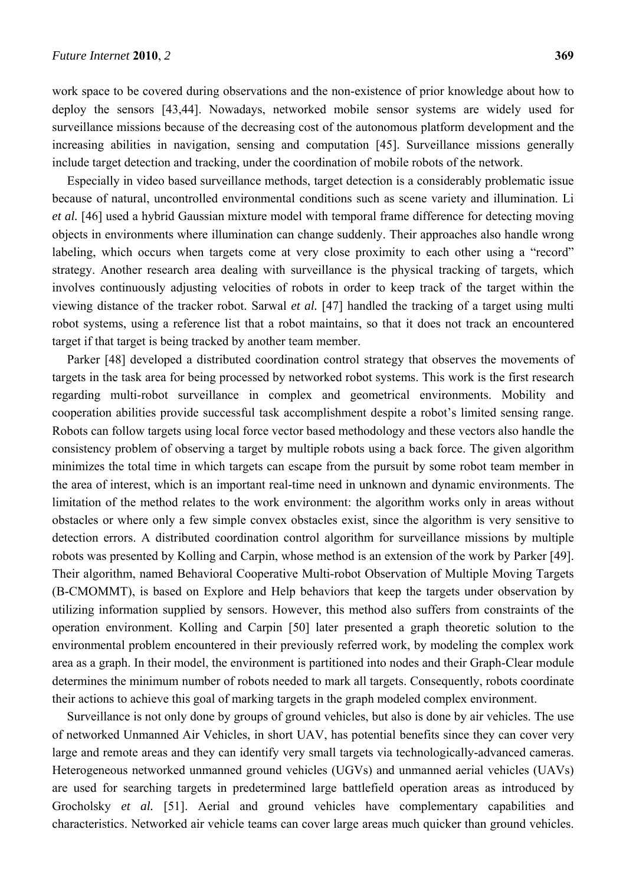work space to be covered during observations and the non-existence of prior knowledge about how to deploy the sensors [43,44]. Nowadays, networked mobile sensor systems are widely used for surveillance missions because of the decreasing cost of the autonomous platform development and the increasing abilities in navigation, sensing and computation [45]. Surveillance missions generally include target detection and tracking, under the coordination of mobile robots of the network.

Especially in video based surveillance methods, target detection is a considerably problematic issue because of natural, uncontrolled environmental conditions such as scene variety and illumination. Li *et al.* [46] used a hybrid Gaussian mixture model with temporal frame difference for detecting moving objects in environments where illumination can change suddenly. Their approaches also handle wrong labeling, which occurs when targets come at very close proximity to each other using a "record" strategy. Another research area dealing with surveillance is the physical tracking of targets, which involves continuously adjusting velocities of robots in order to keep track of the target within the viewing distance of the tracker robot. Sarwal *et al.* [47] handled the tracking of a target using multi robot systems, using a reference list that a robot maintains, so that it does not track an encountered target if that target is being tracked by another team member.

Parker [48] developed a distributed coordination control strategy that observes the movements of targets in the task area for being processed by networked robot systems. This work is the first research regarding multi-robot surveillance in complex and geometrical environments. Mobility and cooperation abilities provide successful task accomplishment despite a robot's limited sensing range. Robots can follow targets using local force vector based methodology and these vectors also handle the consistency problem of observing a target by multiple robots using a back force. The given algorithm minimizes the total time in which targets can escape from the pursuit by some robot team member in the area of interest, which is an important real-time need in unknown and dynamic environments. The limitation of the method relates to the work environment: the algorithm works only in areas without obstacles or where only a few simple convex obstacles exist, since the algorithm is very sensitive to detection errors. A distributed coordination control algorithm for surveillance missions by multiple robots was presented by Kolling and Carpin, whose method is an extension of the work by Parker [49]. Their algorithm, named Behavioral Cooperative Multi-robot Observation of Multiple Moving Targets (B-CMOMMT), is based on Explore and Help behaviors that keep the targets under observation by utilizing information supplied by sensors. However, this method also suffers from constraints of the operation environment. Kolling and Carpin [50] later presented a graph theoretic solution to the environmental problem encountered in their previously referred work, by modeling the complex work area as a graph. In their model, the environment is partitioned into nodes and their Graph-Clear module determines the minimum number of robots needed to mark all targets. Consequently, robots coordinate their actions to achieve this goal of marking targets in the graph modeled complex environment.

Surveillance is not only done by groups of ground vehicles, but also is done by air vehicles. The use of networked Unmanned Air Vehicles, in short UAV, has potential benefits since they can cover very large and remote areas and they can identify very small targets via technologically-advanced cameras. Heterogeneous networked unmanned ground vehicles (UGVs) and unmanned aerial vehicles (UAVs) are used for searching targets in predetermined large battlefield operation areas as introduced by Grocholsky *et al.* [51]. Aerial and ground vehicles have complementary capabilities and characteristics. Networked air vehicle teams can cover large areas much quicker than ground vehicles.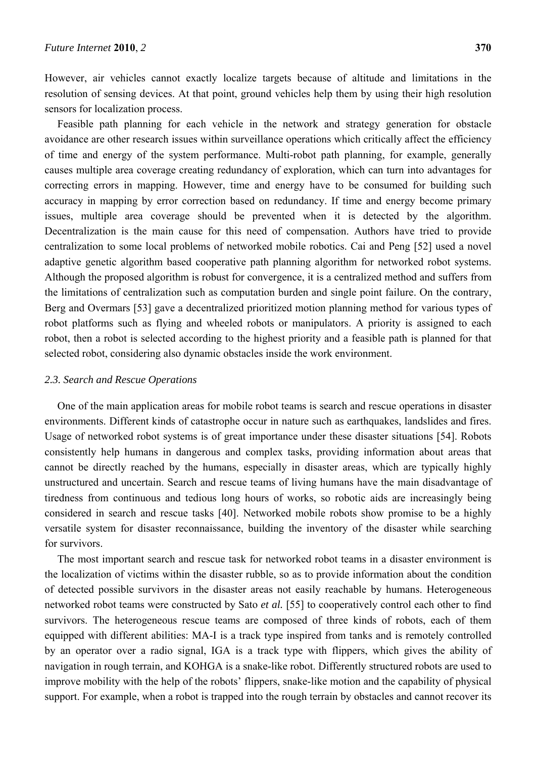However, air vehicles cannot exactly localize targets because of altitude and limitations in the resolution of sensing devices. At that point, ground vehicles help them by using their high resolution sensors for localization process.

Feasible path planning for each vehicle in the network and strategy generation for obstacle avoidance are other research issues within surveillance operations which critically affect the efficiency of time and energy of the system performance. Multi-robot path planning, for example, generally causes multiple area coverage creating redundancy of exploration, which can turn into advantages for correcting errors in mapping. However, time and energy have to be consumed for building such accuracy in mapping by error correction based on redundancy. If time and energy become primary issues, multiple area coverage should be prevented when it is detected by the algorithm. Decentralization is the main cause for this need of compensation. Authors have tried to provide centralization to some local problems of networked mobile robotics. Cai and Peng [52] used a novel adaptive genetic algorithm based cooperative path planning algorithm for networked robot systems. Although the proposed algorithm is robust for convergence, it is a centralized method and suffers from the limitations of centralization such as computation burden and single point failure. On the contrary, Berg and Overmars [53] gave a decentralized prioritized motion planning method for various types of robot platforms such as flying and wheeled robots or manipulators. A priority is assigned to each robot, then a robot is selected according to the highest priority and a feasible path is planned for that selected robot, considering also dynamic obstacles inside the work environment.

### *2.3. Search and Rescue Operations*

One of the main application areas for mobile robot teams is search and rescue operations in disaster environments. Different kinds of catastrophe occur in nature such as earthquakes, landslides and fires. Usage of networked robot systems is of great importance under these disaster situations [54]. Robots consistently help humans in dangerous and complex tasks, providing information about areas that cannot be directly reached by the humans, especially in disaster areas, which are typically highly unstructured and uncertain. Search and rescue teams of living humans have the main disadvantage of tiredness from continuous and tedious long hours of works, so robotic aids are increasingly being considered in search and rescue tasks [40]. Networked mobile robots show promise to be a highly versatile system for disaster reconnaissance, building the inventory of the disaster while searching for survivors.

The most important search and rescue task for networked robot teams in a disaster environment is the localization of victims within the disaster rubble, so as to provide information about the condition of detected possible survivors in the disaster areas not easily reachable by humans. Heterogeneous networked robot teams were constructed by Sato *et al.* [55] to cooperatively control each other to find survivors. The heterogeneous rescue teams are composed of three kinds of robots, each of them equipped with different abilities: MA-I is a track type inspired from tanks and is remotely controlled by an operator over a radio signal, IGA is a track type with flippers, which gives the ability of navigation in rough terrain, and KOHGA is a snake-like robot. Differently structured robots are used to improve mobility with the help of the robots' flippers, snake-like motion and the capability of physical support. For example, when a robot is trapped into the rough terrain by obstacles and cannot recover its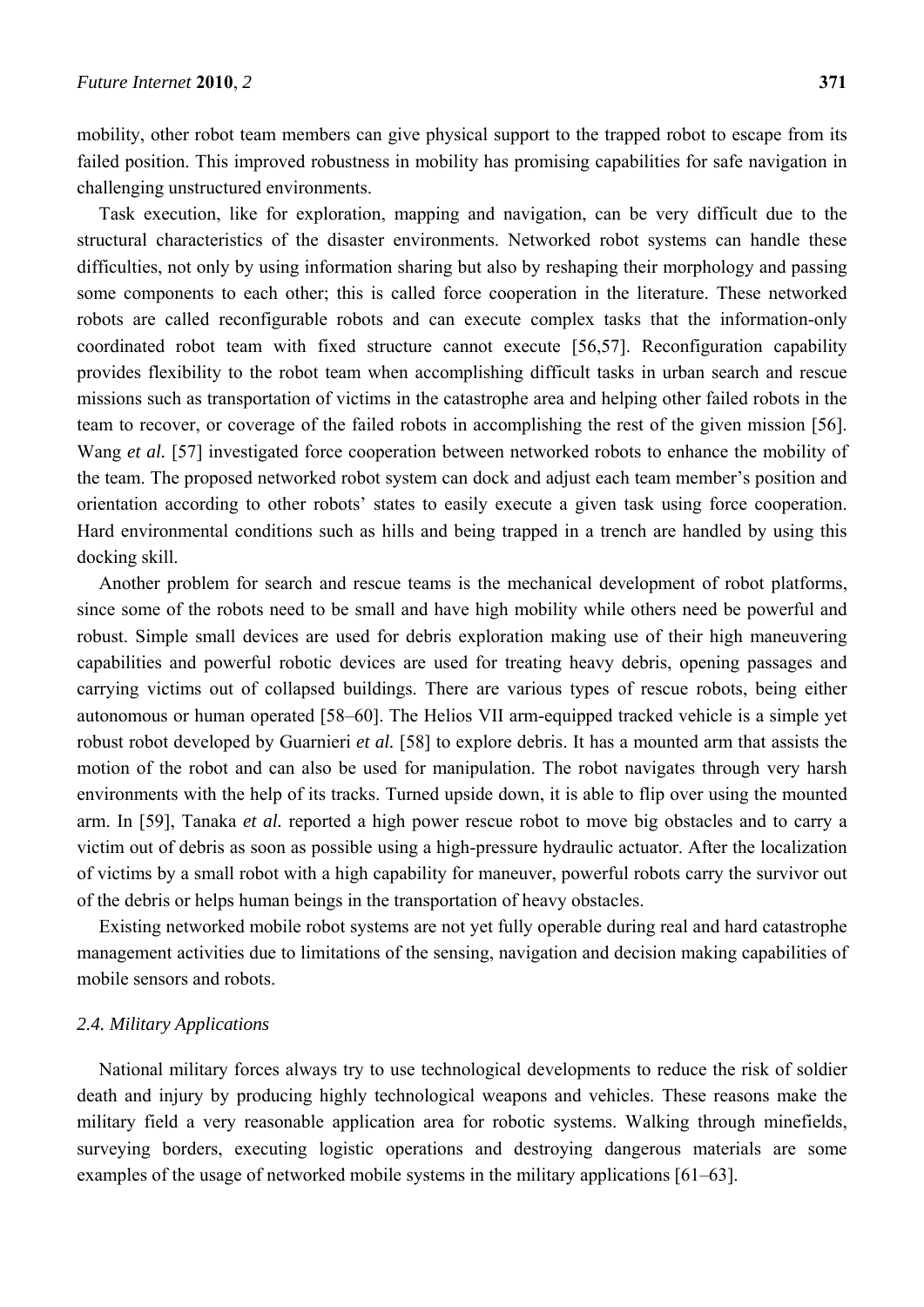mobility, other robot team members can give physical support to the trapped robot to escape from its failed position. This improved robustness in mobility has promising capabilities for safe navigation in challenging unstructured environments.

Task execution, like for exploration, mapping and navigation, can be very difficult due to the structural characteristics of the disaster environments. Networked robot systems can handle these difficulties, not only by using information sharing but also by reshaping their morphology and passing some components to each other; this is called force cooperation in the literature. These networked robots are called reconfigurable robots and can execute complex tasks that the information-only coordinated robot team with fixed structure cannot execute [56,57]. Reconfiguration capability provides flexibility to the robot team when accomplishing difficult tasks in urban search and rescue missions such as transportation of victims in the catastrophe area and helping other failed robots in the team to recover, or coverage of the failed robots in accomplishing the rest of the given mission [56]. Wang *et al.* [57] investigated force cooperation between networked robots to enhance the mobility of the team. The proposed networked robot system can dock and adjust each team member's position and orientation according to other robots' states to easily execute a given task using force cooperation. Hard environmental conditions such as hills and being trapped in a trench are handled by using this docking skill.

Another problem for search and rescue teams is the mechanical development of robot platforms, since some of the robots need to be small and have high mobility while others need be powerful and robust. Simple small devices are used for debris exploration making use of their high maneuvering capabilities and powerful robotic devices are used for treating heavy debris, opening passages and carrying victims out of collapsed buildings. There are various types of rescue robots, being either autonomous or human operated [58–60]. The Helios VII arm-equipped tracked vehicle is a simple yet robust robot developed by Guarnieri *et al.* [58] to explore debris. It has a mounted arm that assists the motion of the robot and can also be used for manipulation. The robot navigates through very harsh environments with the help of its tracks. Turned upside down, it is able to flip over using the mounted arm. In [59], Tanaka *et al.* reported a high power rescue robot to move big obstacles and to carry a victim out of debris as soon as possible using a high-pressure hydraulic actuator. After the localization of victims by a small robot with a high capability for maneuver, powerful robots carry the survivor out of the debris or helps human beings in the transportation of heavy obstacles.

Existing networked mobile robot systems are not yet fully operable during real and hard catastrophe management activities due to limitations of the sensing, navigation and decision making capabilities of mobile sensors and robots.

### *2.4. Military Applications*

National military forces always try to use technological developments to reduce the risk of soldier death and injury by producing highly technological weapons and vehicles. These reasons make the military field a very reasonable application area for robotic systems. Walking through minefields, surveying borders, executing logistic operations and destroying dangerous materials are some examples of the usage of networked mobile systems in the military applications [61–63].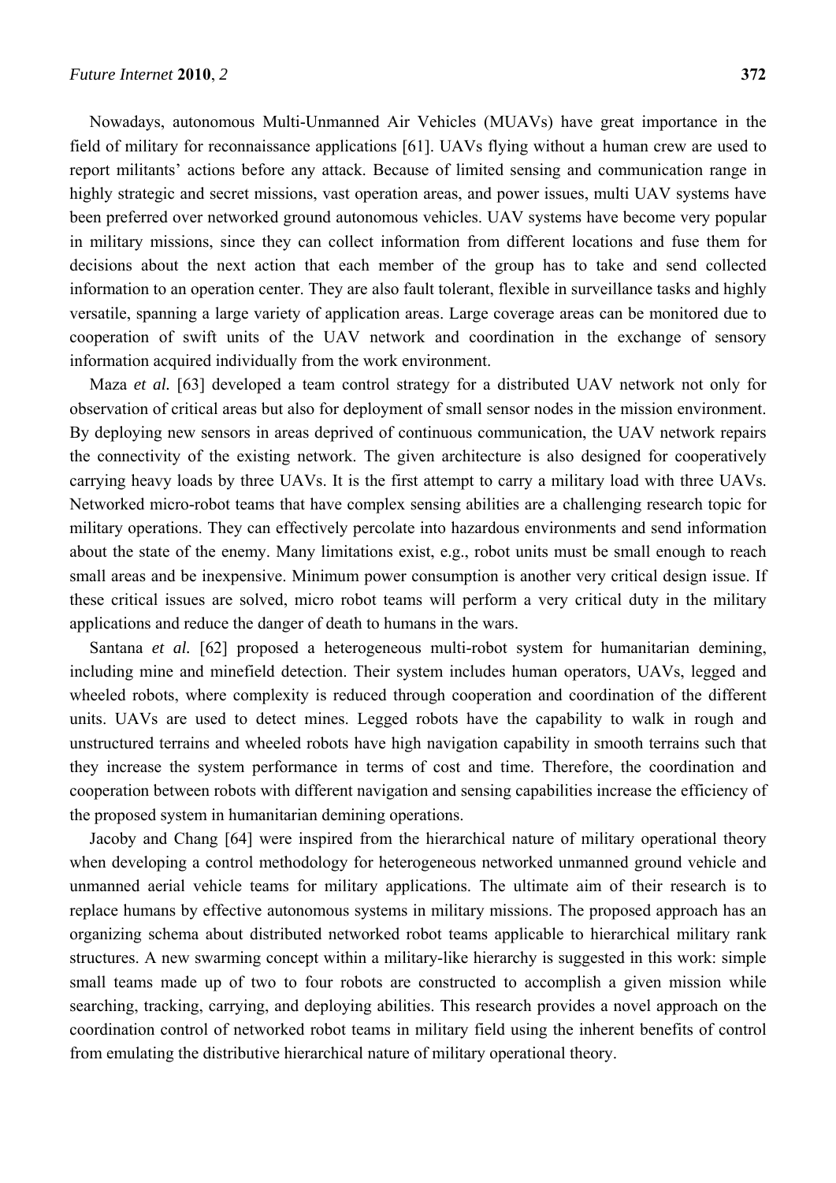Nowadays, autonomous Multi-Unmanned Air Vehicles (MUAVs) have great importance in the field of military for reconnaissance applications [61]. UAVs flying without a human crew are used to report militants' actions before any attack. Because of limited sensing and communication range in highly strategic and secret missions, vast operation areas, and power issues, multi UAV systems have been preferred over networked ground autonomous vehicles. UAV systems have become very popular in military missions, since they can collect information from different locations and fuse them for decisions about the next action that each member of the group has to take and send collected information to an operation center. They are also fault tolerant, flexible in surveillance tasks and highly versatile, spanning a large variety of application areas. Large coverage areas can be monitored due to cooperation of swift units of the UAV network and coordination in the exchange of sensory information acquired individually from the work environment.

Maza *et al.* [63] developed a team control strategy for a distributed UAV network not only for observation of critical areas but also for deployment of small sensor nodes in the mission environment. By deploying new sensors in areas deprived of continuous communication, the UAV network repairs the connectivity of the existing network. The given architecture is also designed for cooperatively carrying heavy loads by three UAVs. It is the first attempt to carry a military load with three UAVs. Networked micro-robot teams that have complex sensing abilities are a challenging research topic for military operations. They can effectively percolate into hazardous environments and send information about the state of the enemy. Many limitations exist, e.g., robot units must be small enough to reach small areas and be inexpensive. Minimum power consumption is another very critical design issue. If these critical issues are solved, micro robot teams will perform a very critical duty in the military applications and reduce the danger of death to humans in the wars.

Santana *et al.* [62] proposed a heterogeneous multi-robot system for humanitarian demining, including mine and minefield detection. Their system includes human operators, UAVs, legged and wheeled robots, where complexity is reduced through cooperation and coordination of the different units. UAVs are used to detect mines. Legged robots have the capability to walk in rough and unstructured terrains and wheeled robots have high navigation capability in smooth terrains such that they increase the system performance in terms of cost and time. Therefore, the coordination and cooperation between robots with different navigation and sensing capabilities increase the efficiency of the proposed system in humanitarian demining operations.

Jacoby and Chang [64] were inspired from the hierarchical nature of military operational theory when developing a control methodology for heterogeneous networked unmanned ground vehicle and unmanned aerial vehicle teams for military applications. The ultimate aim of their research is to replace humans by effective autonomous systems in military missions. The proposed approach has an organizing schema about distributed networked robot teams applicable to hierarchical military rank structures. A new swarming concept within a military-like hierarchy is suggested in this work: simple small teams made up of two to four robots are constructed to accomplish a given mission while searching, tracking, carrying, and deploying abilities. This research provides a novel approach on the coordination control of networked robot teams in military field using the inherent benefits of control from emulating the distributive hierarchical nature of military operational theory.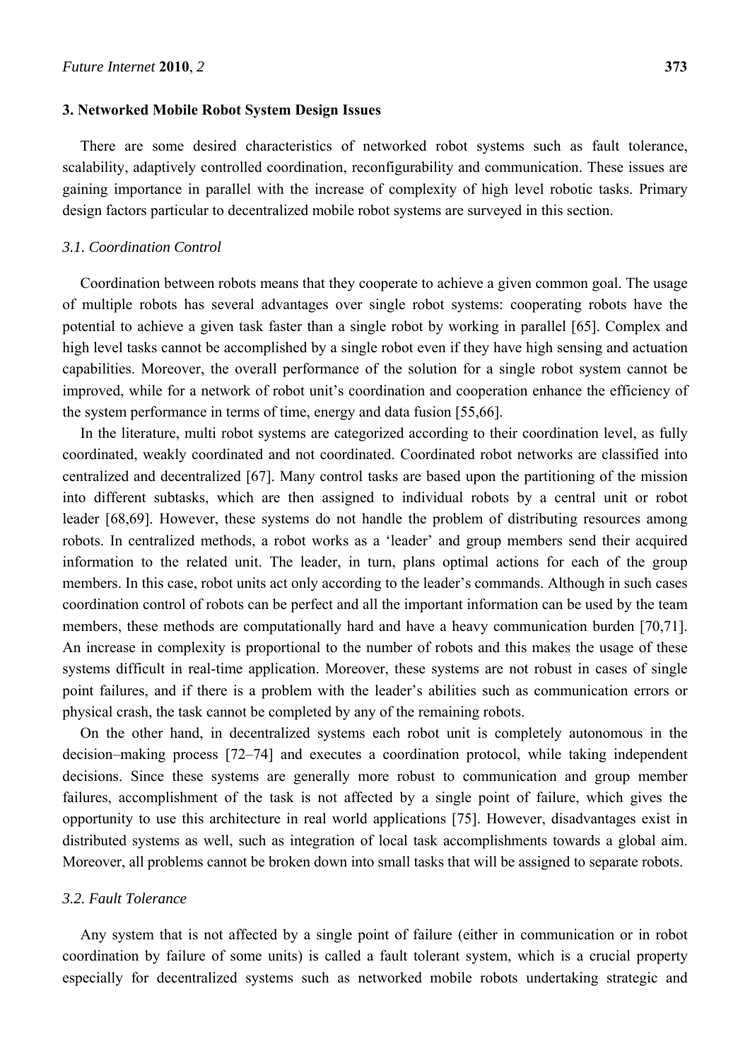## 3. Networked Mobile Robot System Design Issues

There are some desired characteristics of networked robot systems such as fault tolerance, scalability, adaptively controlled coordination, reconfigurability and communication. These issues are gaining importance in parallel with the increase of complexity of high level robotic tasks. Primary design factors particular to decentralized mobile robot systems are surveyed in this section.

### *3.1. Coordination Control*

Coordination between robots means that they cooperate to achieve a given common goal. The usage of multiple robots has several advantages over single robot systems: cooperating robots have the potential to achieve a given task faster than a single robot by working in parallel [65]. Complex and high level tasks cannot be accomplished by a single robot even if they have high sensing and actuation capabilities. Moreover, the overall performance of the solution for a single robot system cannot be improved, while for a network of robot unit's coordination and cooperation enhance the efficiency of the system performance in terms of time, energy and data fusion [55,66].

In the literature, multi robot systems are categorized according to their coordination level, as fully coordinated, weakly coordinated and not coordinated. Coordinated robot networks are classified into centralized and decentralized [67]. Many control tasks are based upon the partitioning of the mission into different subtasks, which are then assigned to individual robots by a central unit or robot leader [68,69]. However, these systems do not handle the problem of distributing resources among robots. In centralized methods, a robot works as a 'leader' and group members send their acquired information to the related unit. The leader, in turn, plans optimal actions for each of the group members. In this case, robot units act only according to the leader's commands. Although in such cases coordination control of robots can be perfect and all the important information can be used by the team members, these methods are computationally hard and have a heavy communication burden [70,71]. An increase in complexity is proportional to the number of robots and this makes the usage of these systems difficult in real-time application. Moreover, these systems are not robust in cases of single point failures, and if there is a problem with the leader's abilities such as communication errors or physical crash, the task cannot be completed by any of the remaining robots.

On the other hand, in decentralized systems each robot unit is completely autonomous in the decision–making process [72–74] and executes a coordination protocol, while taking independent decisions. Since these systems are generally more robust to communication and group member failures, accomplishment of the task is not affected by a single point of failure, which gives the opportunity to use this architecture in real world applications [75]. However, disadvantages exist in distributed systems as well, such as integration of local task accomplishments towards a global aim. Moreover, all problems cannot be broken down into small tasks that will be assigned to separate robots.

### *3.2. Fault Tolerance*

Any system that is not affected by a single point of failure (either in communication or in robot coordination by failure of some units) is called a fault tolerant system, which is a crucial property especially for decentralized systems such as networked mobile robots undertaking strategic and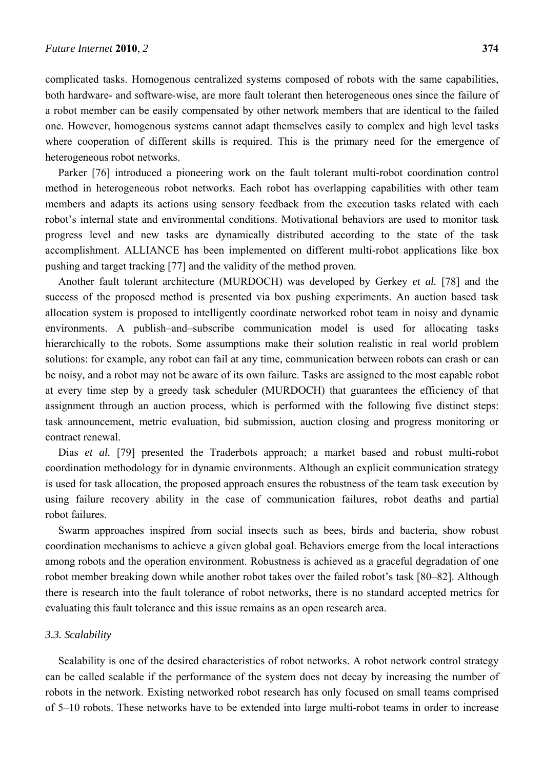complicated tasks. Homogenous centralized systems composed of robots with the same capabilities, both hardware- and software-wise, are more fault tolerant then heterogeneous ones since the failure of a robot member can be easily compensated by other network members that are identical to the failed one. However, homogenous systems cannot adapt themselves easily to complex and high level tasks where cooperation of different skills is required. This is the primary need for the emergence of heterogeneous robot networks.

Parker [76] introduced a pioneering work on the fault tolerant multi-robot coordination control method in heterogeneous robot networks. Each robot has overlapping capabilities with other team members and adapts its actions using sensory feedback from the execution tasks related with each robot's internal state and environmental conditions. Motivational behaviors are used to monitor task progress level and new tasks are dynamically distributed according to the state of the task accomplishment. ALLIANCE has been implemented on different multi-robot applications like box pushing and target tracking [77] and the validity of the method proven.

Another fault tolerant architecture (MURDOCH) was developed by Gerkey *et al.* [78] and the success of the proposed method is presented via box pushing experiments. An auction based task allocation system is proposed to intelligently coordinate networked robot team in noisy and dynamic environments. A publish–and–subscribe communication model is used for allocating tasks hierarchically to the robots. Some assumptions make their solution realistic in real world problem solutions: for example, any robot can fail at any time, communication between robots can crash or can be noisy, and a robot may not be aware of its own failure. Tasks are assigned to the most capable robot at every time step by a greedy task scheduler (MURDOCH) that guarantees the efficiency of that assignment through an auction process, which is performed with the following five distinct steps: task announcement, metric evaluation, bid submission, auction closing and progress monitoring or contract renewal.

Dias *et al.* [79] presented the Traderbots approach; a market based and robust multi-robot coordination methodology for in dynamic environments. Although an explicit communication strategy is used for task allocation, the proposed approach ensures the robustness of the team task execution by using failure recovery ability in the case of communication failures, robot deaths and partial robot failures.

Swarm approaches inspired from social insects such as bees, birds and bacteria, show robust coordination mechanisms to achieve a given global goal. Behaviors emerge from the local interactions among robots and the operation environment. Robustness is achieved as a graceful degradation of one robot member breaking down while another robot takes over the failed robot's task [80–82]. Although there is research into the fault tolerance of robot networks, there is no standard accepted metrics for evaluating this fault tolerance and this issue remains as an open research area.

### *3.3. Scalability*

Scalability is one of the desired characteristics of robot networks. A robot network control strategy can be called scalable if the performance of the system does not decay by increasing the number of robots in the network. Existing networked robot research has only focused on small teams comprised of 5–10 robots. These networks have to be extended into large multi-robot teams in order to increase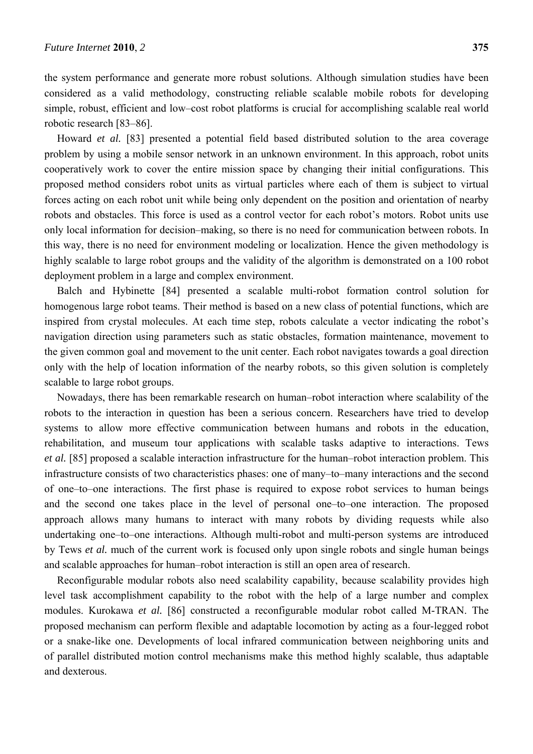the system performance and generate more robust solutions. Although simulation studies have been considered as a valid methodology, constructing reliable scalable mobile robots for developing simple, robust, efficient and low–cost robot platforms is crucial for accomplishing scalable real world robotic research [83–86].

Howard *et al.* [83] presented a potential field based distributed solution to the area coverage problem by using a mobile sensor network in an unknown environment. In this approach, robot units cooperatively work to cover the entire mission space by changing their initial configurations. This proposed method considers robot units as virtual particles where each of them is subject to virtual forces acting on each robot unit while being only dependent on the position and orientation of nearby robots and obstacles. This force is used as a control vector for each robot's motors. Robot units use only local information for decision–making, so there is no need for communication between robots. In this way, there is no need for environment modeling or localization. Hence the given methodology is highly scalable to large robot groups and the validity of the algorithm is demonstrated on a 100 robot deployment problem in a large and complex environment.

Balch and Hybinette [84] presented a scalable multi-robot formation control solution for homogenous large robot teams. Their method is based on a new class of potential functions, which are inspired from crystal molecules. At each time step, robots calculate a vector indicating the robot's navigation direction using parameters such as static obstacles, formation maintenance, movement to the given common goal and movement to the unit center. Each robot navigates towards a goal direction only with the help of location information of the nearby robots, so this given solution is completely scalable to large robot groups.

Nowadays, there has been remarkable research on human–robot interaction where scalability of the robots to the interaction in question has been a serious concern. Researchers have tried to develop systems to allow more effective communication between humans and robots in the education, rehabilitation, and museum tour applications with scalable tasks adaptive to interactions. Tews *et al.* [85] proposed a scalable interaction infrastructure for the human–robot interaction problem. This infrastructure consists of two characteristics phases: one of many–to–many interactions and the second of one–to–one interactions. The first phase is required to expose robot services to human beings and the second one takes place in the level of personal one–to–one interaction. The proposed approach allows many humans to interact with many robots by dividing requests while also undertaking one–to–one interactions. Although multi-robot and multi-person systems are introduced by Tews *et al.* much of the current work is focused only upon single robots and single human beings and scalable approaches for human–robot interaction is still an open area of research.

Reconfigurable modular robots also need scalability capability, because scalability provides high level task accomplishment capability to the robot with the help of a large number and complex modules. Kurokawa *et al.* [86] constructed a reconfigurable modular robot called M-TRAN. The proposed mechanism can perform flexible and adaptable locomotion by acting as a four-legged robot or a snake-like one. Developments of local infrared communication between neighboring units and of parallel distributed motion control mechanisms make this method highly scalable, thus adaptable and dexterous.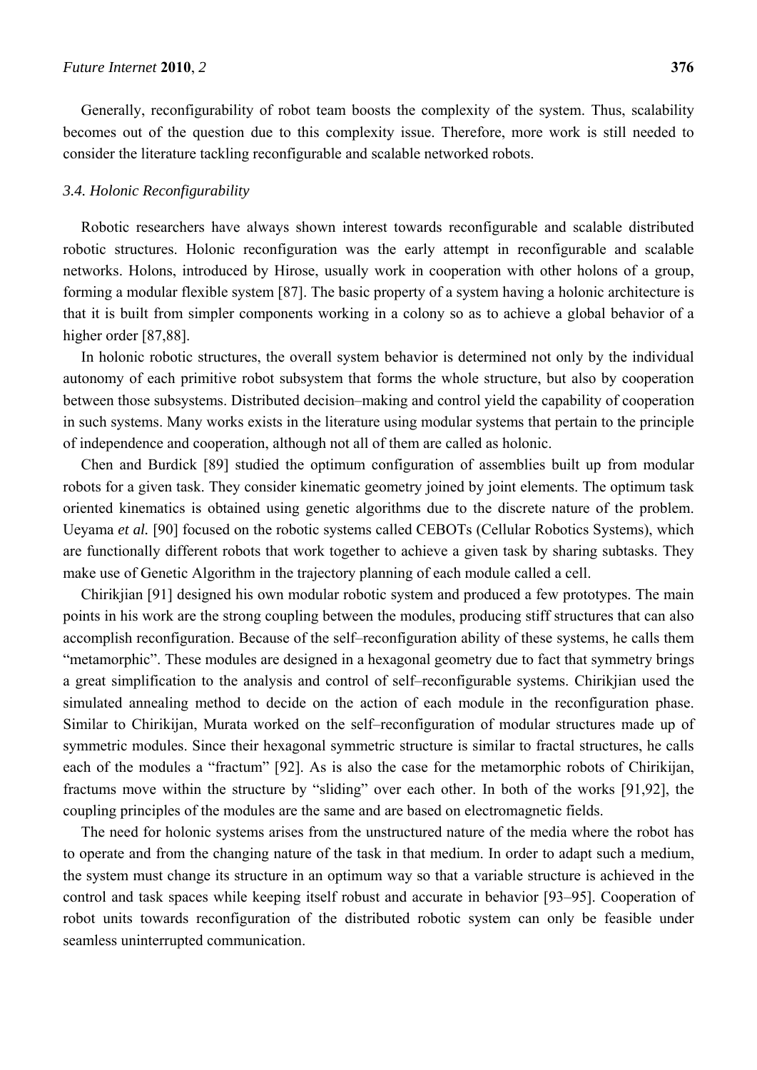Generally, reconfigurability of robot team boosts the complexity of the system. Thus, scalability becomes out of the question due to this complexity issue. Therefore, more work is still needed to consider the literature tackling reconfigurable and scalable networked robots.

### *3.4. Holonic Reconfigurability*

Robotic researchers have always shown interest towards reconfigurable and scalable distributed robotic structures. Holonic reconfiguration was the early attempt in reconfigurable and scalable networks. Holons, introduced by Hirose, usually work in cooperation with other holons of a group, forming a modular flexible system [87]. The basic property of a system having a holonic architecture is that it is built from simpler components working in a colony so as to achieve a global behavior of a higher order [87,88].

In holonic robotic structures, the overall system behavior is determined not only by the individual autonomy of each primitive robot subsystem that forms the whole structure, but also by cooperation between those subsystems. Distributed decision–making and control yield the capability of cooperation in such systems. Many works exists in the literature using modular systems that pertain to the principle of independence and cooperation, although not all of them are called as holonic.

Chen and Burdick [89] studied the optimum configuration of assemblies built up from modular robots for a given task. They consider kinematic geometry joined by joint elements. The optimum task oriented kinematics is obtained using genetic algorithms due to the discrete nature of the problem. Ueyama *et al.* [90] focused on the robotic systems called CEBOTs (Cellular Robotics Systems), which are functionally different robots that work together to achieve a given task by sharing subtasks. They make use of Genetic Algorithm in the trajectory planning of each module called a cell.

Chirikjian [91] designed his own modular robotic system and produced a few prototypes. The main points in his work are the strong coupling between the modules, producing stiff structures that can also accomplish reconfiguration. Because of the self–reconfiguration ability of these systems, he calls them "metamorphic". These modules are designed in a hexagonal geometry due to fact that symmetry brings a great simplification to the analysis and control of self–reconfigurable systems. Chirikjian used the simulated annealing method to decide on the action of each module in the reconfiguration phase. Similar to Chirikijan, Murata worked on the self–reconfiguration of modular structures made up of symmetric modules. Since their hexagonal symmetric structure is similar to fractal structures, he calls each of the modules a "fractum" [92]. As is also the case for the metamorphic robots of Chirikijan, fractums move within the structure by "sliding" over each other. In both of the works [91,92], the coupling principles of the modules are the same and are based on electromagnetic fields.

The need for holonic systems arises from the unstructured nature of the media where the robot has to operate and from the changing nature of the task in that medium. In order to adapt such a medium, the system must change its structure in an optimum way so that a variable structure is achieved in the control and task spaces while keeping itself robust and accurate in behavior [93–95]. Cooperation of robot units towards reconfiguration of the distributed robotic system can only be feasible under seamless uninterrupted communication.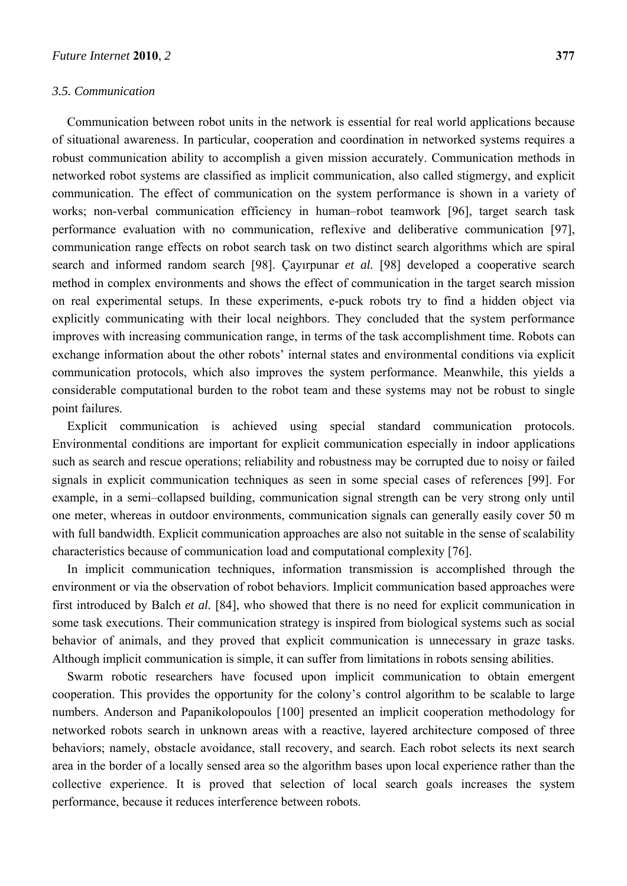### 3.5. Communication

Communication between robot units in the network is essential for real world applications because of situational awareness. In particular, cooperation and coordination in networked systems requires a robust communication ability to accomplish a given mission accurately. Communication methods in networked robot systems are classified as implicit communication, also called stigmergy, and explicit communication. The effect of communication on the system performance is shown in a variety of works; non-verbal communication efficiency in human–robot teamwork [96], target search task performance evaluation with no communication, reflexive and deliberative communication [97], communication range effects on robot search task on two distinct search algorithms which are spiral search and informed random search [98]. Çayırpunar *et al.* [98] developed a cooperative search method in complex environments and shows the effect of communication in the target search mission on real experimental setups. In these experiments, e-puck robots try to find a hidden object via explicitly communicating with their local neighbors. They concluded that the system performance improves with increasing communication range, in terms of the task accomplishment time. Robots can exchange information about the other robots' internal states and environmental conditions via explicit communication protocols, which also improves the system performance. Meanwhile, this yields a considerable computational burden to the robot team and these systems may not be robust to single point failures.

Explicit communication is achieved using special standard communication protocols. Environmental conditions are important for explicit communication especially in indoor applications such as search and rescue operations; reliability and robustness may be corrupted due to noisy or failed signals in explicit communication techniques as seen in some special cases of references [99]. For example, in a semi–collapsed building, communication signal strength can be very strong only until one meter, whereas in outdoor environments, communication signals can generally easily cover 50 m with full bandwidth. Explicit communication approaches are also not suitable in the sense of scalability characteristics because of communication load and computational complexity [76].

In implicit communication techniques, information transmission is accomplished through the environment or via the observation of robot behaviors. Implicit communication based approaches were first introduced by Balch *et al.* [84], who showed that there is no need for explicit communication in some task executions. Their communication strategy is inspired from biological systems such as social behavior of animals, and they proved that explicit communication is unnecessary in graze tasks. Although implicit communication is simple, it can suffer from limitations in robots sensing abilities.

Swarm robotic researchers have focused upon implicit communication to obtain emergent cooperation. This provides the opportunity for the colony's control algorithm to be scalable to large numbers. Anderson and Papanikolopoulos [100] presented an implicit cooperation methodology for networked robots search in unknown areas with a reactive, layered architecture composed of three behaviors; namely, obstacle avoidance, stall recovery, and search. Each robot selects its next search area in the border of a locally sensed area so the algorithm bases upon local experience rather than the collective experience. It is proved that selection of local search goals increases the system performance, because it reduces interference between robots.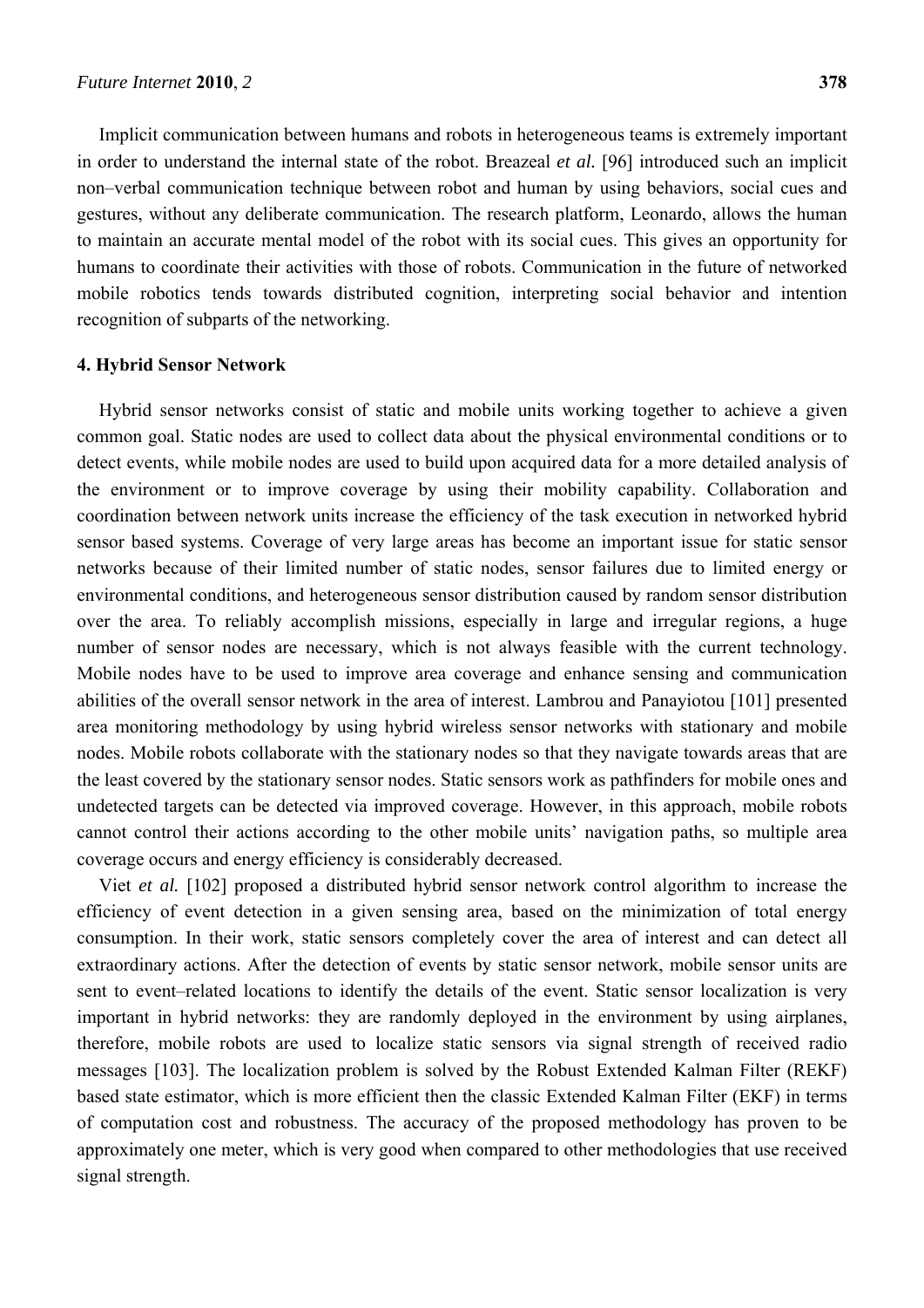Implicit communication between humans and robots in heterogeneous teams is extremely important in order to understand the internal state of the robot. Breazeal *et al.* [96] introduced such an implicit non–verbal communication technique between robot and human by using behaviors, social cues and gestures, without any deliberate communication. The research platform, Leonardo, allows the human to maintain an accurate mental model of the robot with its social cues. This gives an opportunity for humans to coordinate their activities with those of robots. Communication in the future of networked mobile robotics tends towards distributed cognition, interpreting social behavior and intention recognition of subparts of the networking.

## 4. Hybrid Sensor Network

Hybrid sensor networks consist of static and mobile units working together to achieve a given common goal. Static nodes are used to collect data about the physical environmental conditions or to detect events, while mobile nodes are used to build upon acquired data for a more detailed analysis of the environment or to improve coverage by using their mobility capability. Collaboration and coordination between network units increase the efficiency of the task execution in networked hybrid sensor based systems. Coverage of very large areas has become an important issue for static sensor networks because of their limited number of static nodes, sensor failures due to limited energy or environmental conditions, and heterogeneous sensor distribution caused by random sensor distribution over the area. To reliably accomplish missions, especially in large and irregular regions, a huge number of sensor nodes are necessary, which is not always feasible with the current technology. Mobile nodes have to be used to improve area coverage and enhance sensing and communication abilities of the overall sensor network in the area of interest. Lambrou and Panayiotou [101] presented area monitoring methodology by using hybrid wireless sensor networks with stationary and mobile nodes. Mobile robots collaborate with the stationary nodes so that they navigate towards areas that are the least covered by the stationary sensor nodes. Static sensors work as pathfinders for mobile ones and undetected targets can be detected via improved coverage. However, in this approach, mobile robots cannot control their actions according to the other mobile units' navigation paths, so multiple area coverage occurs and energy efficiency is considerably decreased.

Viet *et al.* [102] proposed a distributed hybrid sensor network control algorithm to increase the efficiency of event detection in a given sensing area, based on the minimization of total energy consumption. In their work, static sensors completely cover the area of interest and can detect all extraordinary actions. After the detection of events by static sensor network, mobile sensor units are sent to event–related locations to identify the details of the event. Static sensor localization is very important in hybrid networks: they are randomly deployed in the environment by using airplanes, therefore, mobile robots are used to localize static sensors via signal strength of received radio messages [103]. The localization problem is solved by the Robust Extended Kalman Filter (REKF) based state estimator, which is more efficient then the classic Extended Kalman Filter (EKF) in terms of computation cost and robustness. The accuracy of the proposed methodology has proven to be approximately one meter, which is very good when compared to other methodologies that use received signal strength.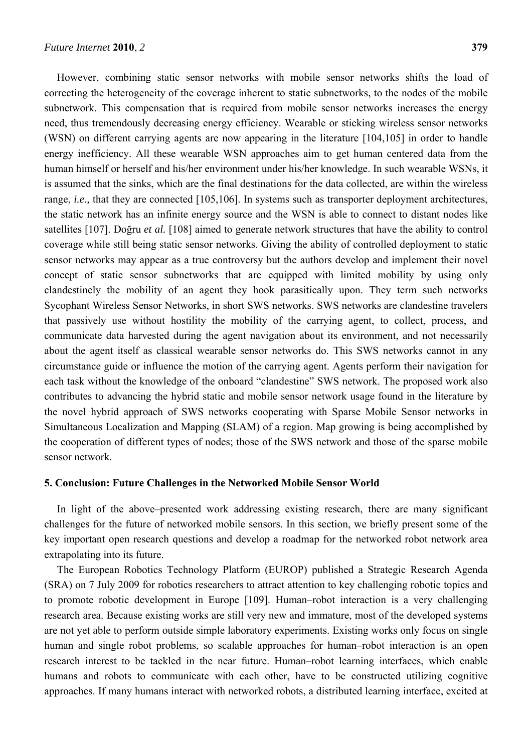However, combining static sensor networks with mobile sensor networks shifts the load of correcting the heterogeneity of the coverage inherent to static subnetworks, to the nodes of the mobile subnetwork. This compensation that is required from mobile sensor networks increases the energy need, thus tremendously decreasing energy efficiency. Wearable or sticking wireless sensor networks (WSN) on different carrying agents are now appearing in the literature [104,105] in order to handle energy inefficiency. All these wearable WSN approaches aim to get human centered data from the human himself or herself and his/her environment under his/her knowledge. In such wearable WSNs, it is assumed that the sinks, which are the final destinations for the data collected, are within the wireless range, *i.e.,* that they are connected [105,106]. In systems such as transporter deployment architectures, the static network has an infinite energy source and the WSN is able to connect to distant nodes like satellites [107]. Doğru *et al.* [108] aimed to generate network structures that have the ability to control coverage while still being static sensor networks. Giving the ability of controlled deployment to static sensor networks may appear as a true controversy but the authors develop and implement their novel concept of static sensor subnetworks that are equipped with limited mobility by using only clandestinely the mobility of an agent they hook parasitically upon. They term such networks Sycophant Wireless Sensor Networks, in short SWS networks. SWS networks are clandestine travelers that passively use without hostility the mobility of the carrying agent, to collect, process, and communicate data harvested during the agent navigation about its environment, and not necessarily about the agent itself as classical wearable sensor networks do. This SWS networks cannot in any circumstance guide or influence the motion of the carrying agent. Agents perform their navigation for each task without the knowledge of the onboard "clandestine" SWS network. The proposed work also contributes to advancing the hybrid static and mobile sensor network usage found in the literature by the novel hybrid approach of SWS networks cooperating with Sparse Mobile Sensor networks in Simultaneous Localization and Mapping (SLAM) of a region. Map growing is being accomplished by the cooperation of different types of nodes; those of the SWS network and those of the sparse mobile sensor network.

## 5. Conclusion: Future Challenges in the Networked Mobile Sensor World

In light of the above–presented work addressing existing research, there are many significant challenges for the future of networked mobile sensors. In this section, we briefly present some of the key important open research questions and develop a roadmap for the networked robot network area extrapolating into its future.

The European Robotics Technology Platform (EUROP) published a Strategic Research Agenda (SRA) on 7 July 2009 for robotics researchers to attract attention to key challenging robotic topics and to promote robotic development in Europe [109]. Human–robot interaction is a very challenging research area. Because existing works are still very new and immature, most of the developed systems are not yet able to perform outside simple laboratory experiments. Existing works only focus on single human and single robot problems, so scalable approaches for human–robot interaction is an open research interest to be tackled in the near future. Human–robot learning interfaces, which enable humans and robots to communicate with each other, have to be constructed utilizing cognitive approaches. If many humans interact with networked robots, a distributed learning interface, excited at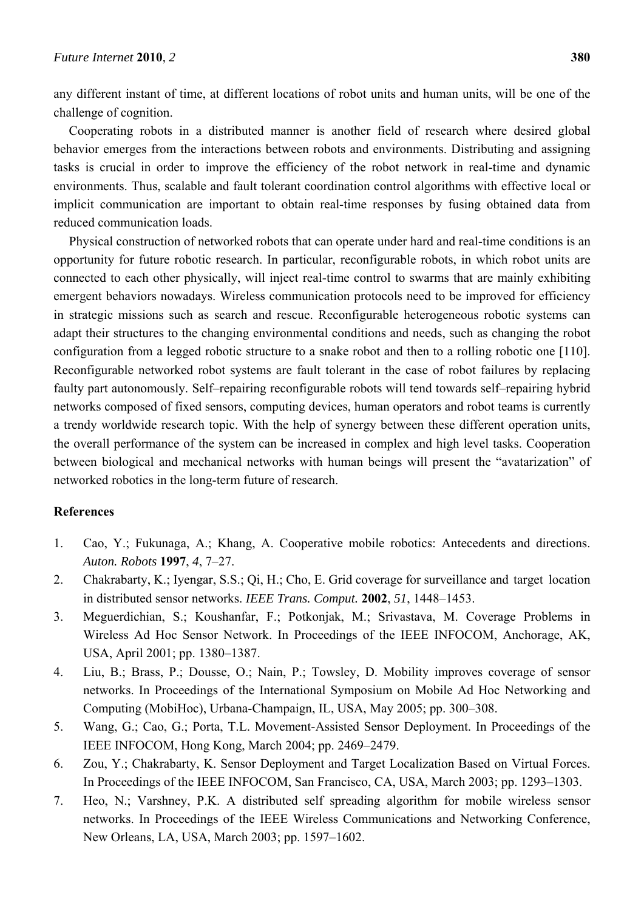any different instant of time, at different locations of robot units and human units, will be one of the challenge of cognition.

Cooperating robots in a distributed manner is another field of research where desired global behavior emerges from the interactions between robots and environments. Distributing and assigning tasks is crucial in order to improve the efficiency of the robot network in real-time and dynamic environments. Thus, scalable and fault tolerant coordination control algorithms with effective local or implicit communication are important to obtain real-time responses by fusing obtained data from reduced communication loads.

Physical construction of networked robots that can operate under hard and real-time conditions is an opportunity for future robotic research. In particular, reconfigurable robots, in which robot units are connected to each other physically, will inject real-time control to swarms that are mainly exhibiting emergent behaviors nowadays. Wireless communication protocols need to be improved for efficiency in strategic missions such as search and rescue. Reconfigurable heterogeneous robotic systems can adapt their structures to the changing environmental conditions and needs, such as changing the robot configuration from a legged robotic structure to a snake robot and then to a rolling robotic one [110]. Reconfigurable networked robot systems are fault tolerant in the case of robot failures by replacing faulty part autonomously. Self–repairing reconfigurable robots will tend towards self–repairing hybrid networks composed of fixed sensors, computing devices, human operators and robot teams is currently a trendy worldwide research topic. With the help of synergy between these different operation units, the overall performance of the system can be increased in complex and high level tasks. Cooperation between biological and mechanical networks with human beings will present the "avatarization" of networked robotics in the long-term future of research.

## References

1. Cao, Y.; Fukunaga, A.; Khang, A. Cooperative mobile robotics: Antecedents and directions. *Auton. Robots* **1997**, *4*, 7–27.
2. Chakrabarty, K.; Iyengar, S.S.; Qi, H.; Cho, E. Grid coverage for surveillance and target location in distributed sensor networks. *IEEE Trans. Comput.* **2002**, *51*, 1448–1453.
3. Meguerdichian, S.; Koushanfar, F.; Potkonjak, M.; Srivastava, M. Coverage Problems in Wireless Ad Hoc Sensor Network. In Proceedings of the IEEE INFOCOM, Anchorage, AK, USA, April 2001; pp. 1380–1387.
4. Liu, B.; Brass, P.; Dousse, O.; Nain, P.; Towsley, D. Mobility improves coverage of sensor networks. In Proceedings of the International Symposium on Mobile Ad Hoc Networking and Computing (MobiHoc), Urbana-Champaign, IL, USA, May 2005; pp. 300–308.
5. Wang, G.; Cao, G.; Porta, T.L. Movement-Assisted Sensor Deployment. In Proceedings of the IEEE INFOCOM, Hong Kong, March 2004; pp. 2469–2479.
6. Zou, Y.; Chakrabarty, K. Sensor Deployment and Target Localization Based on Virtual Forces. In Proceedings of the IEEE INFOCOM, San Francisco, CA, USA, March 2003; pp. 1293–1303.
7. Heo, N.; Varshney, P.K. A distributed self spreading algorithm for mobile wireless sensor networks. In Proceedings of the IEEE Wireless Communications and Networking Conference, New Orleans, LA, USA, March 2003; pp. 1597–1602.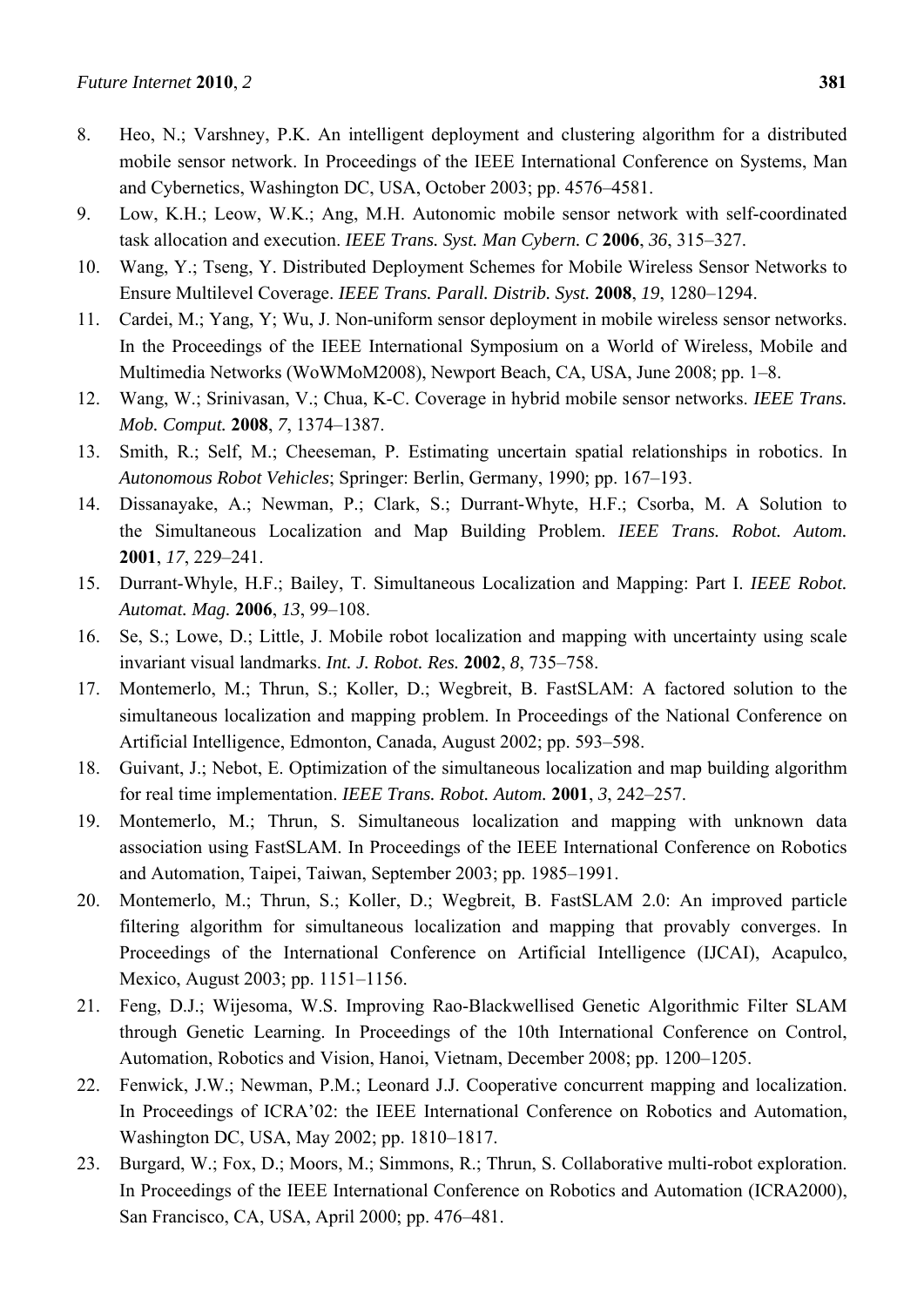8. Heo, N.; Varshney, P.K. An intelligent deployment and clustering algorithm for a distributed mobile sensor network. In Proceedings of the IEEE International Conference on Systems, Man and Cybernetics, Washington DC, USA, October 2003; pp. 4576–4581.
9. Low, K.H.; Leow, W.K.; Ang, M.H. Autonomic mobile sensor network with self-coordinated task allocation and execution. *IEEE Trans. Syst. Man Cybern. C* **2006**, *36*, 315–327.
10. Wang, Y.; Tseng, Y. Distributed Deployment Schemes for Mobile Wireless Sensor Networks to Ensure Multilevel Coverage. *IEEE Trans. Parall. Distrib. Syst.* **2008**, *19*, 1280–1294.
11. Cardei, M.; Yang, Y; Wu, J. Non-uniform sensor deployment in mobile wireless sensor networks. In the Proceedings of the IEEE International Symposium on a World of Wireless, Mobile and Multimedia Networks (WoWMoM2008), Newport Beach, CA, USA, June 2008; pp. 1–8.
12. Wang, W.; Srinivasan, V.; Chua, K-C. Coverage in hybrid mobile sensor networks. *IEEE Trans. Mob. Comput.* **2008**, *7*, 1374–1387.
13. Smith, R.; Self, M.; Cheeseman, P. Estimating uncertain spatial relationships in robotics. In *Autonomous Robot Vehicles*; Springer: Berlin, Germany, 1990; pp. 167–193.
14. Dissanayake, A.; Newman, P.; Clark, S.; Durrant-Whyte, H.F.; Csorba, M. A Solution to the Simultaneous Localization and Map Building Problem. *IEEE Trans. Robot. Autom.* **2001**, *17*, 229–241.
15. Durrant-Whyle, H.F.; Bailey, T. Simultaneous Localization and Mapping: Part I. *IEEE Robot. Automat. Mag.* **2006**, *13*, 99–108.
16. Se, S.; Lowe, D.; Little, J. Mobile robot localization and mapping with uncertainty using scale invariant visual landmarks. *Int. J. Robot. Res.* **2002**, *8*, 735–758.
17. Montemerlo, M.; Thrun, S.; Koller, D.; Wegbreit, B. FastSLAM: A factored solution to the simultaneous localization and mapping problem. In Proceedings of the National Conference on Artificial Intelligence, Edmonton, Canada, August 2002; pp. 593–598.
18. Guivant, J.; Nebot, E. Optimization of the simultaneous localization and map building algorithm for real time implementation. *IEEE Trans. Robot. Autom.* **2001**, *3*, 242–257.
19. Montemerlo, M.; Thrun, S. Simultaneous localization and mapping with unknown data association using FastSLAM. In Proceedings of the IEEE International Conference on Robotics and Automation, Taipei, Taiwan, September 2003; pp. 1985–1991.
20. Montemerlo, M.; Thrun, S.; Koller, D.; Wegbreit, B. FastSLAM 2.0: An improved particle filtering algorithm for simultaneous localization and mapping that provably converges. In Proceedings of the International Conference on Artificial Intelligence (IJCAI), Acapulco, Mexico, August 2003; pp. 1151–1156.
21. Feng, D.J.; Wijesoma, W.S. Improving Rao-Blackwellised Genetic Algorithmic Filter SLAM through Genetic Learning. In Proceedings of the 10th International Conference on Control, Automation, Robotics and Vision, Hanoi, Vietnam, December 2008; pp. 1200–1205.
22. Fenwick, J.W.; Newman, P.M.; Leonard J.J. Cooperative concurrent mapping and localization. In Proceedings of ICRA'02: the IEEE International Conference on Robotics and Automation, Washington DC, USA, May 2002; pp. 1810–1817.
23. Burgard, W.; Fox, D.; Moors, M.; Simmons, R.; Thrun, S. Collaborative multi-robot exploration. In Proceedings of the IEEE International Conference on Robotics and Automation (ICRA2000), San Francisco, CA, USA, April 2000; pp. 476–481.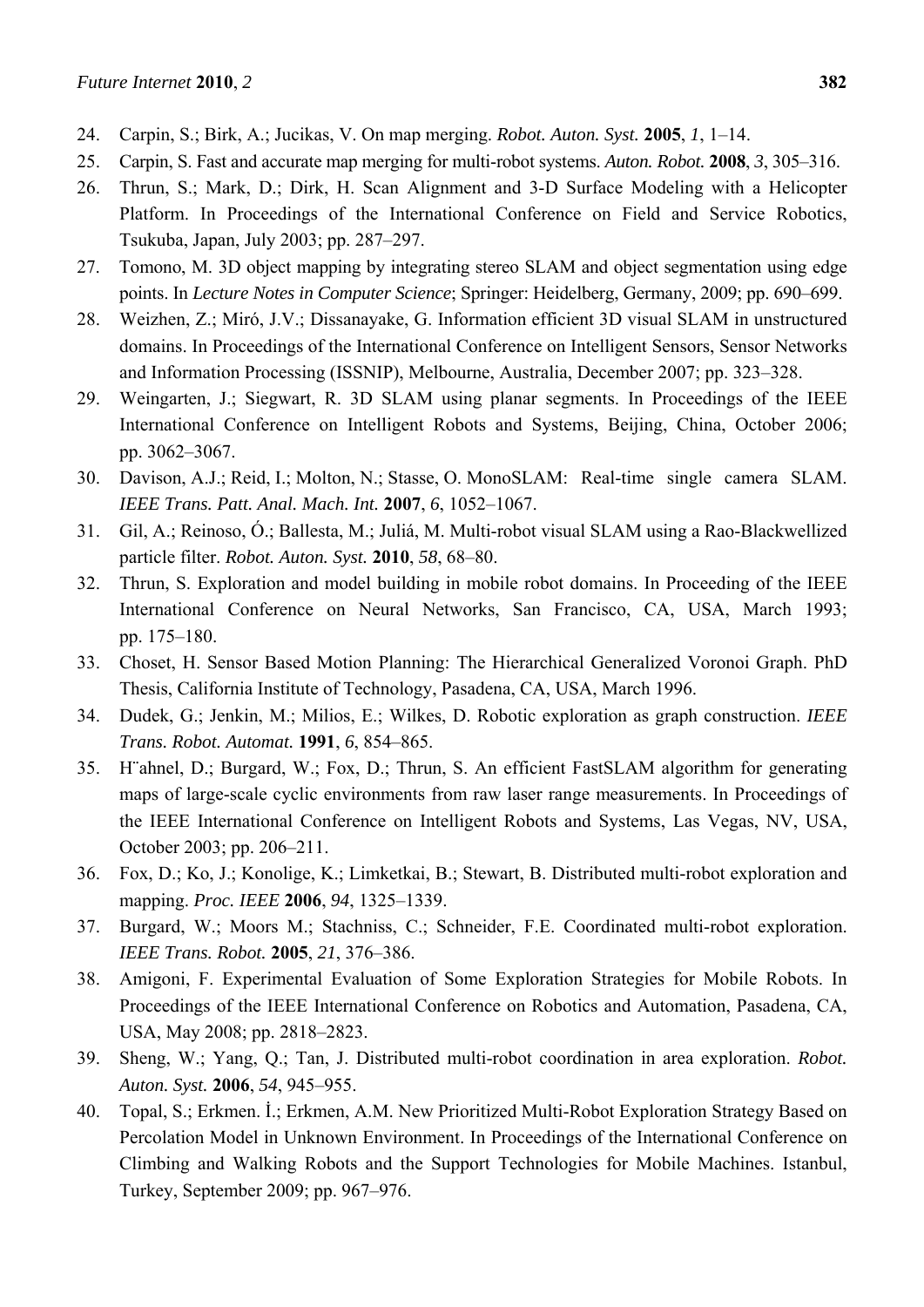24. Carpin, S.; Birk, A.; Jucikas, V. On map merging. *Robot. Auton. Syst.* **2005**, *1*, 1–14.
25. Carpin, S. Fast and accurate map merging for multi-robot systems. *Auton. Robot.* **2008**, *3*, 305–316.
26. Thrun, S.; Mark, D.; Dirk, H. Scan Alignment and 3-D Surface Modeling with a Helicopter Platform. In Proceedings of the International Conference on Field and Service Robotics, Tsukuba, Japan, July 2003; pp. 287–297.
27. Tomono, M. 3D object mapping by integrating stereo SLAM and object segmentation using edge points. In *Lecture Notes in Computer Science*; Springer: Heidelberg, Germany, 2009; pp. 690–699.
28. Weizhen, Z.; Miró, J.V.; Dissanayake, G. Information efficient 3D visual SLAM in unstructured domains. In Proceedings of the International Conference on Intelligent Sensors, Sensor Networks and Information Processing (ISSNIP), Melbourne, Australia, December 2007; pp. 323–328.
29. Weingarten, J.; Siegwart, R. 3D SLAM using planar segments. In Proceedings of the IEEE International Conference on Intelligent Robots and Systems, Beijing, China, October 2006; pp. 3062–3067.
30. Davison, A.J.; Reid, I.; Molton, N.; Stasse, O. MonoSLAM: Real-time single camera SLAM. *IEEE Trans. Patt. Anal. Mach. Int.* **2007**, *6*, 1052–1067.
31. Gil, A.; Reinoso, Ó.; Ballesta, M.; Juliá, M. Multi-robot visual SLAM using a Rao-Blackwellized particle filter. *Robot. Auton. Syst.* **2010**, *58*, 68–80.
32. Thrun, S. Exploration and model building in mobile robot domains. In Proceeding of the IEEE International Conference on Neural Networks, San Francisco, CA, USA, March 1993; pp. 175–180.
33. Choset, H. Sensor Based Motion Planning: The Hierarchical Generalized Voronoi Graph. PhD Thesis, California Institute of Technology, Pasadena, CA, USA, March 1996.
34. Dudek, G.; Jenkin, M.; Milios, E.; Wilkes, D. Robotic exploration as graph construction. *IEEE Trans. Robot. Automat.* **1991**, *6*, 854–865.
35. H¨ahnel, D.; Burgard, W.; Fox, D.; Thrun, S. An efficient FastSLAM algorithm for generating maps of large-scale cyclic environments from raw laser range measurements. In Proceedings of the IEEE International Conference on Intelligent Robots and Systems, Las Vegas, NV, USA, October 2003; pp. 206–211.
36. Fox, D.; Ko, J.; Konolige, K.; Limketkai, B.; Stewart, B. Distributed multi-robot exploration and mapping. *Proc. IEEE* **2006**, *94*, 1325–1339.
37. Burgard, W.; Moors M.; Stachniss, C.; Schneider, F.E. Coordinated multi-robot exploration. *IEEE Trans. Robot.* **2005**, *21*, 376–386.
38. Amigoni, F. Experimental Evaluation of Some Exploration Strategies for Mobile Robots. In Proceedings of the IEEE International Conference on Robotics and Automation, Pasadena, CA, USA, May 2008; pp. 2818–2823.
39. Sheng, W.; Yang, Q.; Tan, J. Distributed multi-robot coordination in area exploration. *Robot. Auton. Syst.* **2006**, *54*, 945–955.
40. Topal, S.; Erkmen. İ.; Erkmen, A.M. New Prioritized Multi-Robot Exploration Strategy Based on Percolation Model in Unknown Environment. In Proceedings of the International Conference on Climbing and Walking Robots and the Support Technologies for Mobile Machines. Istanbul, Turkey, September 2009; pp. 967–976.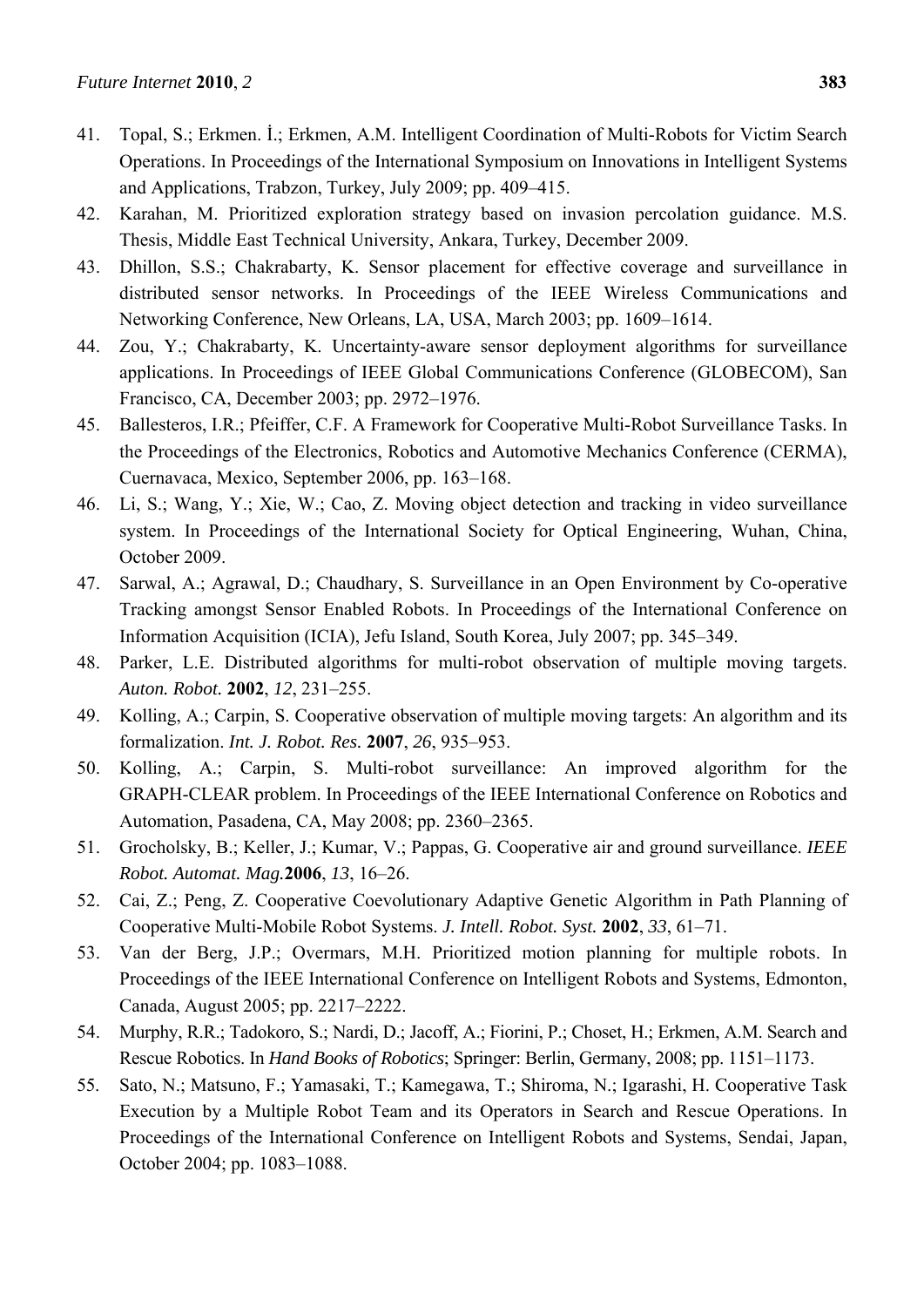41. Topal, S.; Erkmen. İ.; Erkmen, A.M. Intelligent Coordination of Multi-Robots for Victim Search Operations. In Proceedings of the International Symposium on Innovations in Intelligent Systems and Applications, Trabzon, Turkey, July 2009; pp. 409–415.
42. Karahan, M. Prioritized exploration strategy based on invasion percolation guidance. M.S. Thesis, Middle East Technical University, Ankara, Turkey, December 2009.
43. Dhillon, S.S.; Chakrabarty, K. Sensor placement for effective coverage and surveillance in distributed sensor networks. In Proceedings of the IEEE Wireless Communications and Networking Conference, New Orleans, LA, USA, March 2003; pp. 1609–1614.
44. Zou, Y.; Chakrabarty, K. Uncertainty-aware sensor deployment algorithms for surveillance applications. In Proceedings of IEEE Global Communications Conference (GLOBECOM), San Francisco, CA, December 2003; pp. 2972–1976.
45. Ballesteros, I.R.; Pfeiffer, C.F. A Framework for Cooperative Multi-Robot Surveillance Tasks. In the Proceedings of the Electronics, Robotics and Automotive Mechanics Conference (CERMA), Cuernavaca, Mexico, September 2006, pp. 163–168.
46. Li, S.; Wang, Y.; Xie, W.; Cao, Z. Moving object detection and tracking in video surveillance system. In Proceedings of the International Society for Optical Engineering, Wuhan, China, October 2009.
47. Sarwal, A.; Agrawal, D.; Chaudhary, S. Surveillance in an Open Environment by Co-operative Tracking amongst Sensor Enabled Robots. In Proceedings of the International Conference on Information Acquisition (ICIA), Jefu Island, South Korea, July 2007; pp. 345–349.
48. Parker, L.E. Distributed algorithms for multi-robot observation of multiple moving targets. *Auton. Robot.* **2002**, *12*, 231–255.
49. Kolling, A.; Carpin, S. Cooperative observation of multiple moving targets: An algorithm and its formalization. *Int. J. Robot. Res.* **2007**, *26*, 935–953.
50. Kolling, A.; Carpin, S. Multi-robot surveillance: An improved algorithm for the GRAPH-CLEAR problem. In Proceedings of the IEEE International Conference on Robotics and Automation, Pasadena, CA, May 2008; pp. 2360–2365.
51. Grocholsky, B.; Keller, J.; Kumar, V.; Pappas, G. Cooperative air and ground surveillance. *IEEE Robot. Automat. Mag.* **2006**, *13*, 16–26.
52. Cai, Z.; Peng, Z. Cooperative Coevolutionary Adaptive Genetic Algorithm in Path Planning of Cooperative Multi-Mobile Robot Systems. *J. Intell. Robot. Syst.* **2002**, *33*, 61–71.
53. Van der Berg, J.P.; Overmars, M.H. Prioritized motion planning for multiple robots. In Proceedings of the IEEE International Conference on Intelligent Robots and Systems, Edmonton, Canada, August 2005; pp. 2217–2222.
54. Murphy, R.R.; Tadokoro, S.; Nardi, D.; Jacoff, A.; Fiorini, P.; Choset, H.; Erkmen, A.M. Search and Rescue Robotics. In *Hand Books of Robotics*; Springer: Berlin, Germany, 2008; pp. 1151–1173.
55. Sato, N.; Matsuno, F.; Yamasaki, T.; Kamegawa, T.; Shiroma, N.; Igarashi, H. Cooperative Task Execution by a Multiple Robot Team and its Operators in Search and Rescue Operations. In Proceedings of the International Conference on Intelligent Robots and Systems, Sendai, Japan, October 2004; pp. 1083–1088.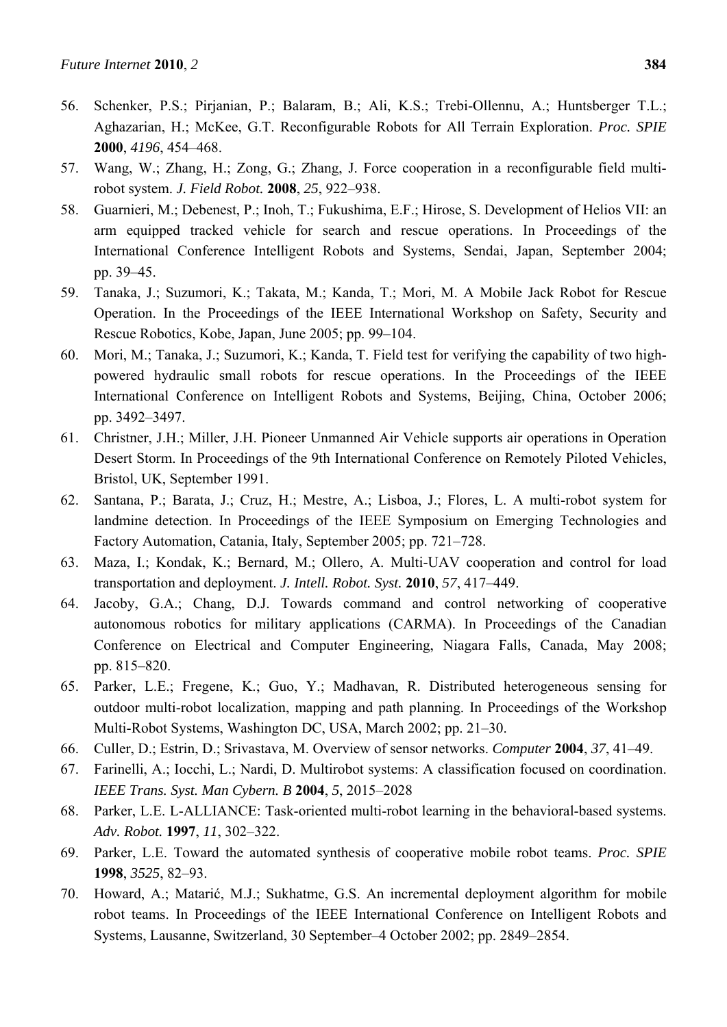56. Schenker, P.S.; Pirjanian, P.; Balaram, B.; Ali, K.S.; Trebi-Ollennu, A.; Huntsberger T.L.; Aghazarian, H.; McKee, G.T. Reconfigurable Robots for All Terrain Exploration. *Proc. SPIE* **2000**, *4196*, 454–468.
57. Wang, W.; Zhang, H.; Zong, G.; Zhang, J. Force cooperation in a reconfigurable field multi-robot system. *J. Field Robot.* **2008**, *25*, 922–938.
58. Guarnieri, M.; Debenest, P.; Inoh, T.; Fukushima, E.F.; Hirose, S. Development of Helios VII: an arm equipped tracked vehicle for search and rescue operations. In Proceedings of the International Conference Intelligent Robots and Systems, Sendai, Japan, September 2004; pp. 39–45.
59. Tanaka, J.; Suzumori, K.; Takata, M.; Kanda, T.; Mori, M. A Mobile Jack Robot for Rescue Operation. In the Proceedings of the IEEE International Workshop on Safety, Security and Rescue Robotics, Kobe, Japan, June 2005; pp. 99–104.
60. Mori, M.; Tanaka, J.; Suzumori, K.; Kanda, T. Field test for verifying the capability of two high-powered hydraulic small robots for rescue operations. In the Proceedings of the IEEE International Conference on Intelligent Robots and Systems, Beijing, China, October 2006; pp. 3492–3497.
61. Christner, J.H.; Miller, J.H. Pioneer Unmanned Air Vehicle supports air operations in Operation Desert Storm. In Proceedings of the 9th International Conference on Remotely Piloted Vehicles, Bristol, UK, September 1991.
62. Santana, P.; Barata, J.; Cruz, H.; Mestre, A.; Lisboa, J.; Flores, L. A multi-robot system for landmine detection. In Proceedings of the IEEE Symposium on Emerging Technologies and Factory Automation, Catania, Italy, September 2005; pp. 721–728.
63. Maza, I.; Kondak, K.; Bernard, M.; Ollero, A. Multi-UAV cooperation and control for load transportation and deployment. *J. Intell. Robot. Syst.* **2010**, *57*, 417–449.
64. Jacoby, G.A.; Chang, D.J. Towards command and control networking of cooperative autonomous robotics for military applications (CARMA). In Proceedings of the Canadian Conference on Electrical and Computer Engineering, Niagara Falls, Canada, May 2008; pp. 815–820.
65. Parker, L.E.; Fregene, K.; Guo, Y.; Madhavan, R. Distributed heterogeneous sensing for outdoor multi-robot localization, mapping and path planning. In Proceedings of the Workshop Multi-Robot Systems, Washington DC, USA, March 2002; pp. 21–30.
66. Culler, D.; Estrin, D.; Srivastava, M. Overview of sensor networks. *Computer* **2004**, *37*, 41–49.
67. Farinelli, A.; Iocchi, L.; Nardi, D. Multirobot systems: A classification focused on coordination. *IEEE Trans. Syst. Man Cybern. B* **2004**, *5*, 2015–2028
68. Parker, L.E. L-ALLIANCE: Task-oriented multi-robot learning in the behavioral-based systems. *Adv. Robot.* **1997**, *11*, 302–322.
69. Parker, L.E. Toward the automated synthesis of cooperative mobile robot teams. *Proc. SPIE* **1998**, *3525*, 82–93.
70. Howard, A.; Matarić, M.J.; Sukhatme, G.S. An incremental deployment algorithm for mobile robot teams. In Proceedings of the IEEE International Conference on Intelligent Robots and Systems, Lausanne, Switzerland, 30 September–4 October 2002; pp. 2849–2854.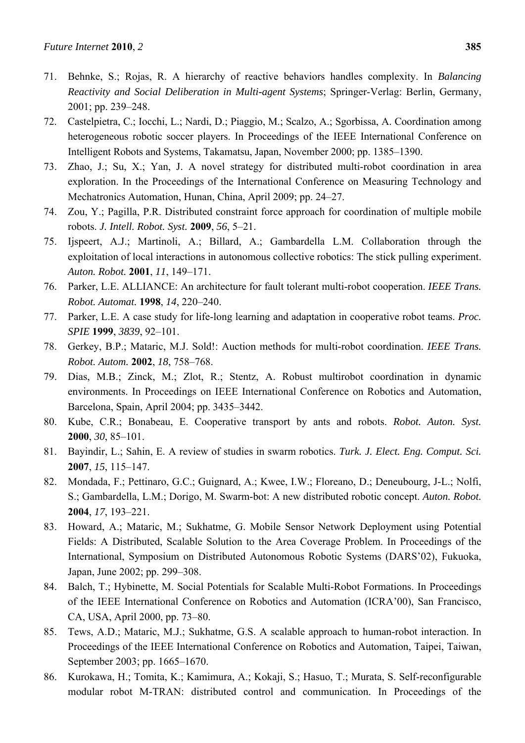71. Behnke, S.; Rojas, R. A hierarchy of reactive behaviors handles complexity. In *Balancing Reactivity and Social Deliberation in Multi-agent Systems*; Springer-Verlag: Berlin, Germany, 2001; pp. 239–248.
72. Castelpietra, C.; Iocchi, L.; Nardi, D.; Piaggio, M.; Scalzo, A.; Sgorbissa, A. Coordination among heterogeneous robotic soccer players. In Proceedings of the IEEE International Conference on Intelligent Robots and Systems, Takamatsu, Japan, November 2000; pp. 1385–1390.
73. Zhao, J.; Su, X.; Yan, J. A novel strategy for distributed multi-robot coordination in area exploration. In the Proceedings of the International Conference on Measuring Technology and Mechatronics Automation, Hunan, China, April 2009; pp. 24–27.
74. Zou, Y.; Pagilla, P.R. Distributed constraint force approach for coordination of multiple mobile robots. *J. Intell. Robot. Syst.* **2009**, *56*, 5–21.
75. Ijspeert, A.J.; Martinoli, A.; Billard, A.; Gambardella L.M. Collaboration through the exploitation of local interactions in autonomous collective robotics: The stick pulling experiment. *Auton. Robot.* **2001**, *11*, 149–171.
76. Parker, L.E. ALLIANCE: An architecture for fault tolerant multi-robot cooperation. *IEEE Trans. Robot. Automat.* **1998**, *14*, 220–240.
77. Parker, L.E. A case study for life-long learning and adaptation in cooperative robot teams. *Proc. SPIE* **1999**, *3839*, 92–101.
78. Gerkey, B.P.; Mataric, M.J. Sold!: Auction methods for multi-robot coordination. *IEEE Trans. Robot. Autom.* **2002**, *18*, 758–768.
79. Dias, M.B.; Zinck, M.; Zlot, R.; Stentz, A. Robust multirobot coordination in dynamic environments. In Proceedings on IEEE International Conference on Robotics and Automation, Barcelona, Spain, April 2004; pp. 3435–3442.
80. Kube, C.R.; Bonabeau, E. Cooperative transport by ants and robots. *Robot. Auton. Syst.* **2000**, *30*, 85–101.
81. Bayindir, L.; Sahin, E. A review of studies in swarm robotics. *Turk. J. Elect. Eng. Comput. Sci.* **2007**, *15*, 115–147.
82. Mondada, F.; Pettinaro, G.C.; Guignard, A.; Kwee, I.W.; Floreano, D.; Deneubourg, J-L.; Nolfi, S.; Gambardella, L.M.; Dorigo, M. Swarm-bot: A new distributed robotic concept. *Auton. Robot.* **2004**, *17*, 193–221.
83. Howard, A.; Mataric, M.; Sukhatme, G. Mobile Sensor Network Deployment using Potential Fields: A Distributed, Scalable Solution to the Area Coverage Problem. In Proceedings of the International, Symposium on Distributed Autonomous Robotic Systems (DARS'02), Fukuoka, Japan, June 2002; pp. 299–308.
84. Balch, T.; Hybinette, M. Social Potentials for Scalable Multi-Robot Formations. In Proceedings of the IEEE International Conference on Robotics and Automation (ICRA'00), San Francisco, CA, USA, April 2000, pp. 73–80.
85. Tews, A.D.; Mataric, M.J.; Sukhatme, G.S. A scalable approach to human-robot interaction. In Proceedings of the IEEE International Conference on Robotics and Automation, Taipei, Taiwan, September 2003; pp. 1665–1670.
86. Kurokawa, H.; Tomita, K.; Kamimura, A.; Kokaji, S.; Hasuo, T.; Murata, S. Self-reconfigurable modular robot M-TRAN: distributed control and communication. In Proceedings of the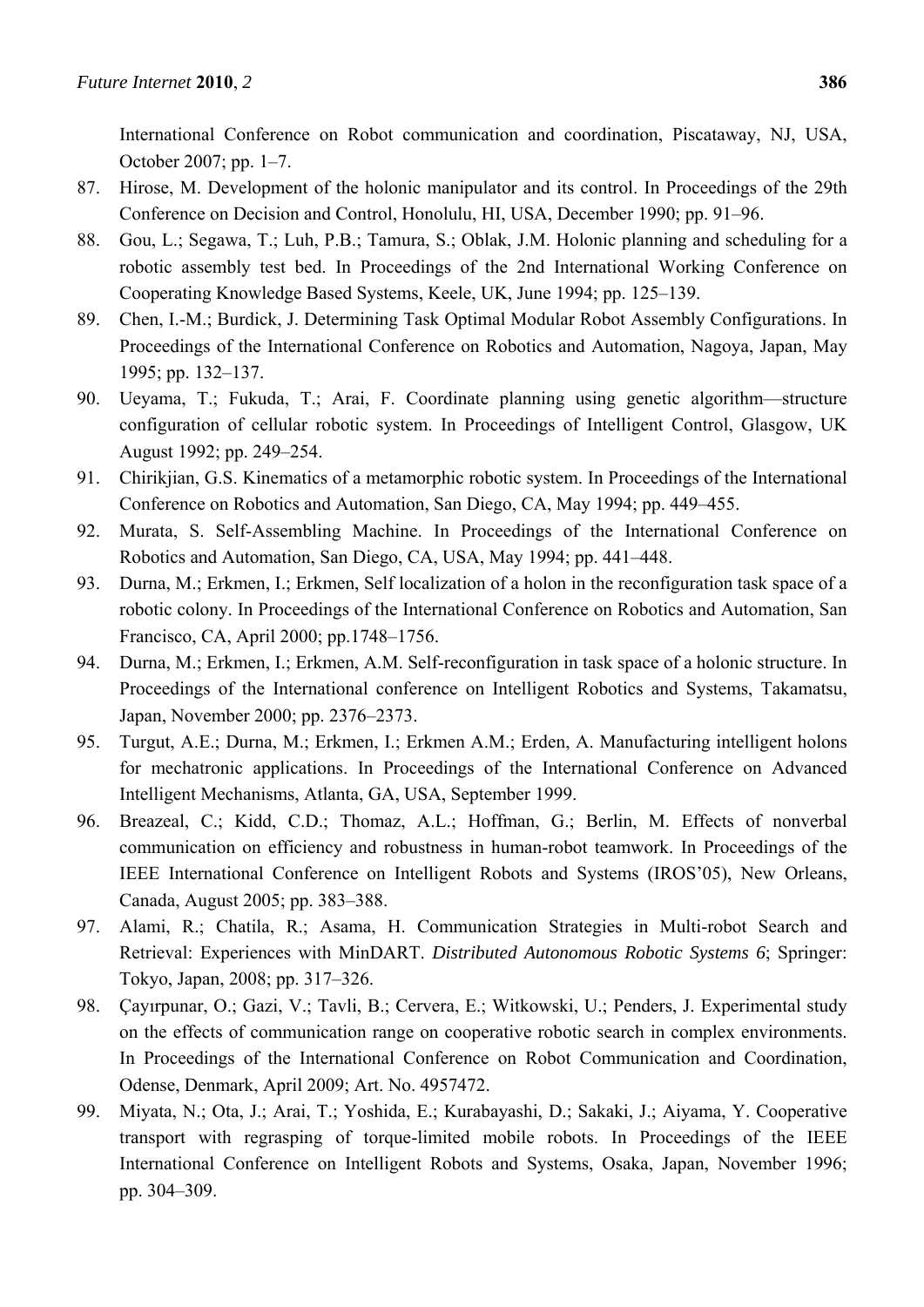International Conference on Robot communication and coordination, Piscataway, NJ, USA, October 2007; pp. 1–7.

87. Hirose, M. Development of the holonic manipulator and its control. In Proceedings of the 29th Conference on Decision and Control, Honolulu, HI, USA, December 1990; pp. 91–96.
88. Gou, L.; Segawa, T.; Luh, P.B.; Tamura, S.; Oblak, J.M. Holonic planning and scheduling for a robotic assembly test bed. In Proceedings of the 2nd International Working Conference on Cooperating Knowledge Based Systems, Keele, UK, June 1994; pp. 125–139.
89. Chen, I.-M.; Burdick, J. Determining Task Optimal Modular Robot Assembly Configurations. In Proceedings of the International Conference on Robotics and Automation, Nagoya, Japan, May 1995; pp. 132–137.
90. Ueyama, T.; Fukuda, T.; Arai, F. Coordinate planning using genetic algorithm—structure configuration of cellular robotic system. In Proceedings of Intelligent Control, Glasgow, UK August 1992; pp. 249–254.
91. Chirikjian, G.S. Kinematics of a metamorphic robotic system. In Proceedings of the International Conference on Robotics and Automation, San Diego, CA, May 1994; pp. 449–455.
92. Murata, S. Self-Assembling Machine. In Proceedings of the International Conference on Robotics and Automation, San Diego, CA, USA, May 1994; pp. 441–448.
93. Durna, M.; Erkmen, I.; Erkmen, Self localization of a holon in the reconfiguration task space of a robotic colony. In Proceedings of the International Conference on Robotics and Automation, San Francisco, CA, April 2000; pp.1748–1756.
94. Durna, M.; Erkmen, I.; Erkmen, A.M. Self-reconfiguration in task space of a holonic structure. In Proceedings of the International conference on Intelligent Robotics and Systems, Takamatsu, Japan, November 2000; pp. 2376–2373.
95. Turgut, A.E.; Durna, M.; Erkmen, I.; Erkmen A.M.; Erden, A. Manufacturing intelligent holons for mechatronic applications. In Proceedings of the International Conference on Advanced Intelligent Mechanisms, Atlanta, GA, USA, September 1999.
96. Breazeal, C.; Kidd, C.D.; Thomaz, A.L.; Hoffman, G.; Berlin, M. Effects of nonverbal communication on efficiency and robustness in human-robot teamwork. In Proceedings of the IEEE International Conference on Intelligent Robots and Systems (IROS'05), New Orleans, Canada, August 2005; pp. 383–388.
97. Alami, R.; Chatila, R.; Asama, H. Communication Strategies in Multi-robot Search and Retrieval: Experiences with MinDART. *Distributed Autonomous Robotic Systems 6*; Springer: Tokyo, Japan, 2008; pp. 317–326.
98. Çayırpunar, O.; Gazi, V.; Tavli, B.; Cervera, E.; Witkowski, U.; Penders, J. Experimental study on the effects of communication range on cooperative robotic search in complex environments. In Proceedings of the International Conference on Robot Communication and Coordination, Odense, Denmark, April 2009; Art. No. 4957472.
99. Miyata, N.; Ota, J.; Arai, T.; Yoshida, E.; Kurabayashi, D.; Sakaki, J.; Aiyama, Y. Cooperative transport with regrasping of torque-limited mobile robots. In Proceedings of the IEEE International Conference on Intelligent Robots and Systems, Osaka, Japan, November 1996; pp. 304–309.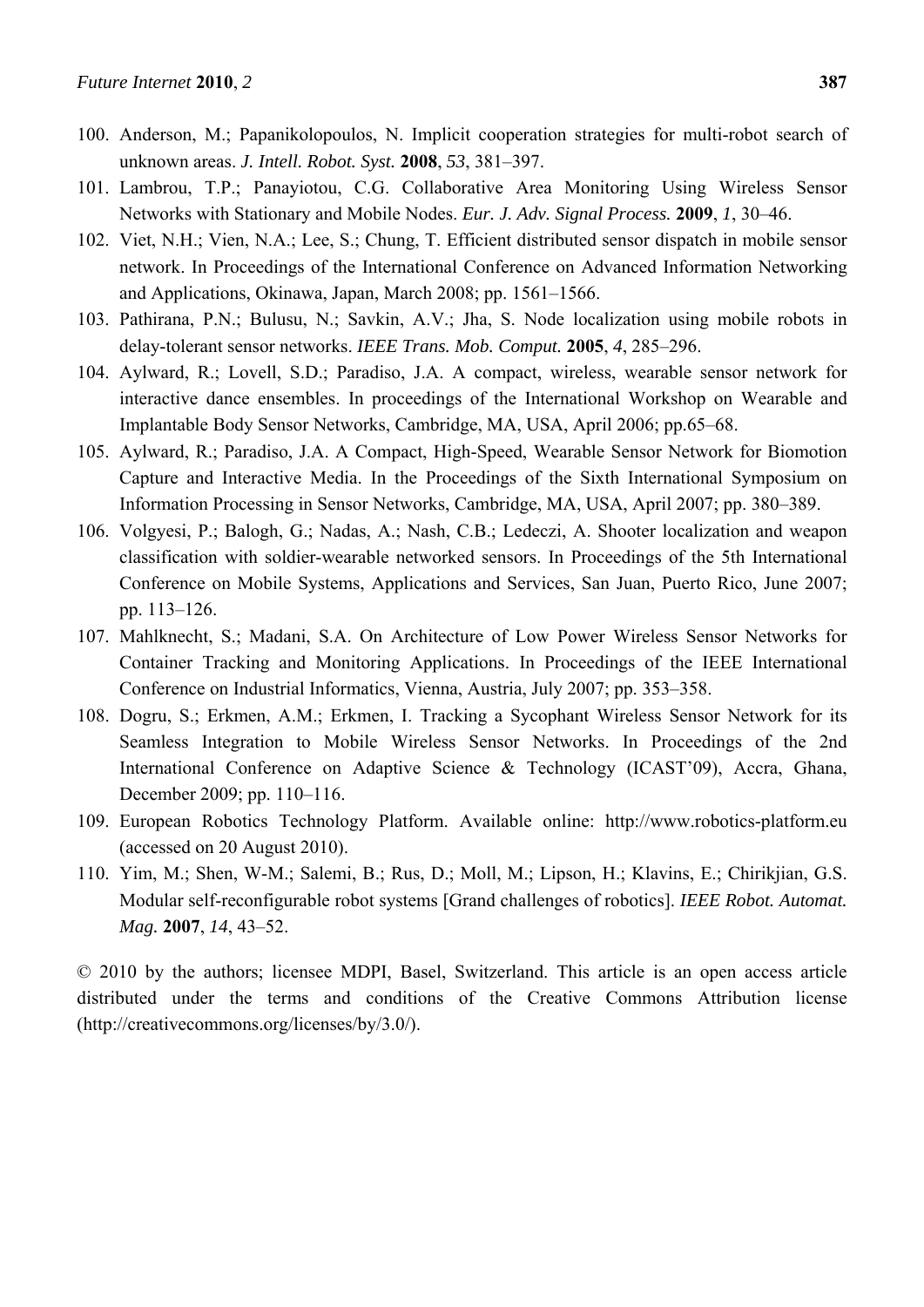100. Anderson, M.; Papanikolopoulos, N. Implicit cooperation strategies for multi-robot search of unknown areas. *J. Intell. Robot. Syst.* **2008**, *53*, 381–397.
101. Lambrou, T.P.; Panayiotou, C.G. Collaborative Area Monitoring Using Wireless Sensor Networks with Stationary and Mobile Nodes. *Eur. J. Adv. Signal Process.* **2009**, *1*, 30–46.
102. Viet, N.H.; Vien, N.A.; Lee, S.; Chung, T. Efficient distributed sensor dispatch in mobile sensor network. In Proceedings of the International Conference on Advanced Information Networking and Applications, Okinawa, Japan, March 2008; pp. 1561–1566.
103. Pathirana, P.N.; Bulusu, N.; Savkin, A.V.; Jha, S. Node localization using mobile robots in delay-tolerant sensor networks. *IEEE Trans. Mob. Comput.* **2005**, *4*, 285–296.
104. Aylward, R.; Lovell, S.D.; Paradiso, J.A. A compact, wireless, wearable sensor network for interactive dance ensembles. In proceedings of the International Workshop on Wearable and Implantable Body Sensor Networks, Cambridge, MA, USA, April 2006; pp.65–68.
105. Aylward, R.; Paradiso, J.A. A Compact, High-Speed, Wearable Sensor Network for Biomotion Capture and Interactive Media. In the Proceedings of the Sixth International Symposium on Information Processing in Sensor Networks, Cambridge, MA, USA, April 2007; pp. 380–389.
106. Volgyesi, P.; Balogh, G.; Nadas, A.; Nash, C.B.; Ledeczi, A. Shooter localization and weapon classification with soldier-wearable networked sensors. In Proceedings of the 5th International Conference on Mobile Systems, Applications and Services, San Juan, Puerto Rico, June 2007; pp. 113–126.
107. Mahlknecht, S.; Madani, S.A. On Architecture of Low Power Wireless Sensor Networks for Container Tracking and Monitoring Applications. In Proceedings of the IEEE International Conference on Industrial Informatics, Vienna, Austria, July 2007; pp. 353–358.
108. Dogru, S.; Erkmen, A.M.; Erkmen, I. Tracking a Sycophant Wireless Sensor Network for its Seamless Integration to Mobile Wireless Sensor Networks. In Proceedings of the 2nd International Conference on Adaptive Science & Technology (ICAST'09), Accra, Ghana, December 2009; pp. 110–116.
109. European Robotics Technology Platform. Available online: http://www.robotics-platform.eu (accessed on 20 August 2010).
110. Yim, M.; Shen, W-M.; Salemi, B.; Rus, D.; Moll, M.; Lipson, H.; Klavins, E.; Chirikjian, G.S. Modular self-reconfigurable robot systems [Grand challenges of robotics]. *IEEE Robot. Automat. Mag.* **2007**, *14*, 43–52.

© 2010 by the authors; licensee MDPI, Basel, Switzerland. This article is an open access article distributed under the terms and conditions of the Creative Commons Attribution license (http://creativecommons.org/licenses/by/3.0/).